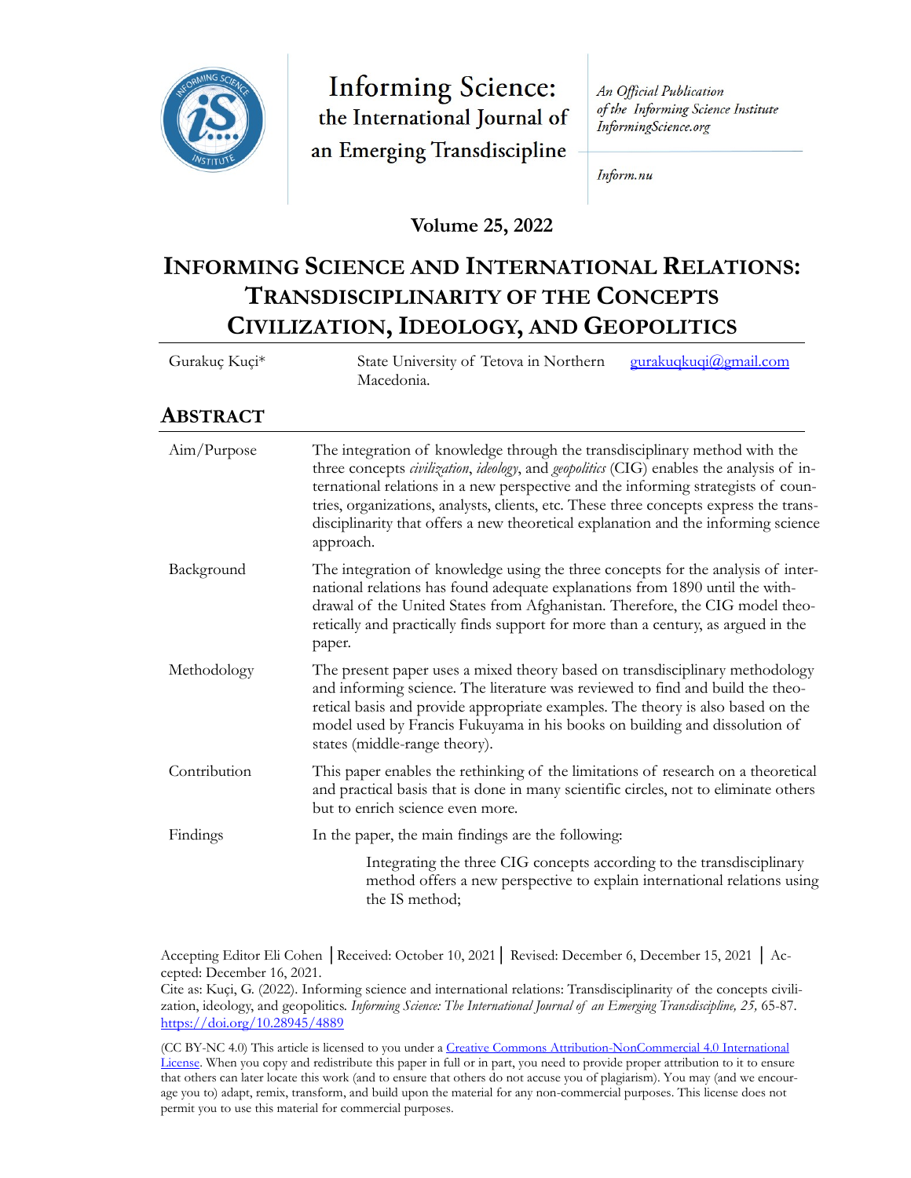Informing Science: the International Journal of an Emerging Transdiscipline

*An Official Publication of the Informing Science Institute InformingScience.org*

*Inform.nu*

**Volume 25, 2022**

# INFORMING SCIENCE AND INTERNATIONAL RELATIONS: TRANSDISCIPLINARITY OF THE CONCEPTS CIVILIZATION, IDEOLOGY, AND GEOPOLITICS

| | | |
|---|---|---|
| Gurakuç Kuçi* | State University of Tetova in Northern Macedonia. | gurakuqkuqi@gmail.com |

## ABSTRACT

| | |
|---|---|
| Aim/Purpose | The integration of knowledge through the transdisciplinary method with the three concepts *civilization*, *ideology*, and *geopolitics* (CIG) enables the analysis of international relations in a new perspective and the informing strategists of countries, organizations, analysts, clients, etc. These three concepts express the transdisciplinarity that offers a new theoretical explanation and the informing science approach. |
| Background | The integration of knowledge using the three concepts for the analysis of international relations has found adequate explanations from 1890 until the withdrawal of the United States from Afghanistan. Therefore, the CIG model theoretically and practically finds support for more than a century, as argued in the paper. |
| Methodology | The present paper uses a mixed theory based on transdisciplinary methodology and informing science. The literature was reviewed to find and build the theoretical basis and provide appropriate examples. The theory is also based on the model used by Francis Fukuyama in his books on building and dissolution of states (middle-range theory). |
| Contribution | This paper enables the rethinking of the limitations of research on a theoretical and practical basis that is done in many scientific circles, not to eliminate others but to enrich science even more. |
| Findings | In the paper, the main findings are the following: |
| | Integrating the three CIG concepts according to the transdisciplinary method offers a new perspective to explain international relations using the IS method; |

Accepting Editor Eli Cohen │Received: October 10, 2021│ Revised: December 6, December 15, 2021 │ Accepted: December 16, 2021.

Cite as: Kuçi, G. (2022). Informing science and international relations: Transdisciplinarity of the concepts civilization, ideology, and geopolitics. *Informing Science: The International Journal of an Emerging Transdiscipline, 25,* 65-87. https://doi.org/10.28945/4889

(CC BY-NC 4.0) This article is licensed to you under a Creative Commons Attribution-NonCommercial 4.0 International License. When you copy and redistribute this paper in full or in part, you need to provide proper attribution to it to ensure that others can later locate this work (and to ensure that others do not accuse you of plagiarism). You may (and we encourage you to) adapt, remix, transform, and build upon the material for any non-commercial purposes. This license does not permit you to use this material for commercial purposes.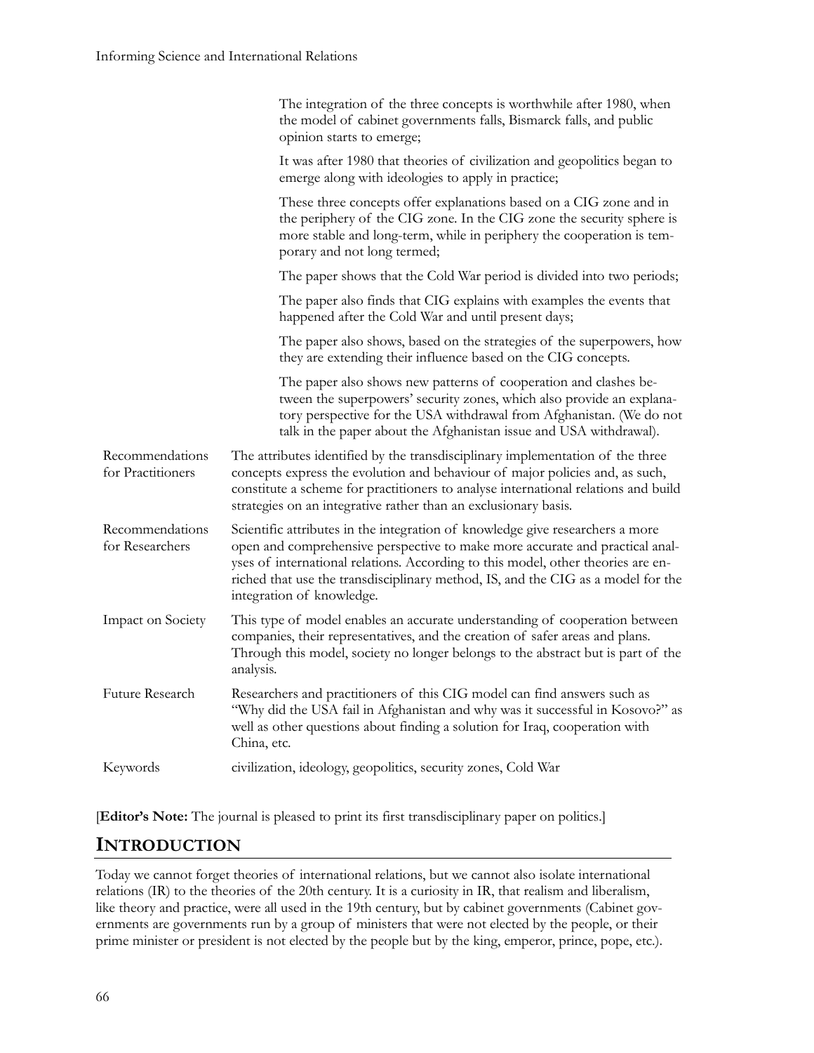| | |
|---|---|
| | The integration of the three concepts is worthwhile after 1980, when the model of cabinet governments falls, Bismarck falls, and public opinion starts to emerge;<br><br>It was after 1980 that theories of civilization and geopolitics began to emerge along with ideologies to apply in practice;<br><br>These three concepts offer explanations based on a CIG zone and in the periphery of the CIG zone. In the CIG zone the security sphere is more stable and long-term, while in periphery the cooperation is temporary and not long termed;<br><br>The paper shows that the Cold War period is divided into two periods;<br><br>The paper also finds that CIG explains with examples the events that happened after the Cold War and until present days;<br><br>The paper also shows, based on the strategies of the superpowers, how they are extending their influence based on the CIG concepts.<br><br>The paper also shows new patterns of cooperation and clashes between the superpowers' security zones, which also provide an explanatory perspective for the USA withdrawal from Afghanistan. (We do not talk in the paper about the Afghanistan issue and USA withdrawal). |
| Recommendations for Practitioners | The attributes identified by the transdisciplinary implementation of the three concepts express the evolution and behaviour of major policies and, as such, constitute a scheme for practitioners to analyse international relations and build strategies on an integrative rather than an exclusionary basis. |
| Recommendations for Researchers | Scientific attributes in the integration of knowledge give researchers a more open and comprehensive perspective to make more accurate and practical analyses of international relations. According to this model, other theories are enriched that use the transdisciplinary method, IS, and the CIG as a model for the integration of knowledge. |
| Impact on Society | This type of model enables an accurate understanding of cooperation between companies, their representatives, and the creation of safer areas and plans. Through this model, society no longer belongs to the abstract but is part of the analysis. |
| Future Research | Researchers and practitioners of this CIG model can find answers such as "Why did the USA fail in Afghanistan and why was it successful in Kosovo?" as well as other questions about finding a solution for Iraq, cooperation with China, etc. |
| Keywords | civilization, ideology, geopolitics, security zones, Cold War |

[**Editor's Note:** The journal is pleased to print its first transdisciplinary paper on politics.]

## INTRODUCTION

Today we cannot forget theories of international relations, but we cannot also isolate international relations (IR) to the theories of the 20th century. It is a curiosity in IR, that realism and liberalism, like theory and practice, were all used in the 19th century, but by cabinet governments (Cabinet governments are governments run by a group of ministers that were not elected by the people, or their prime minister or president is not elected by the people but by the king, emperor, prince, pope, etc.).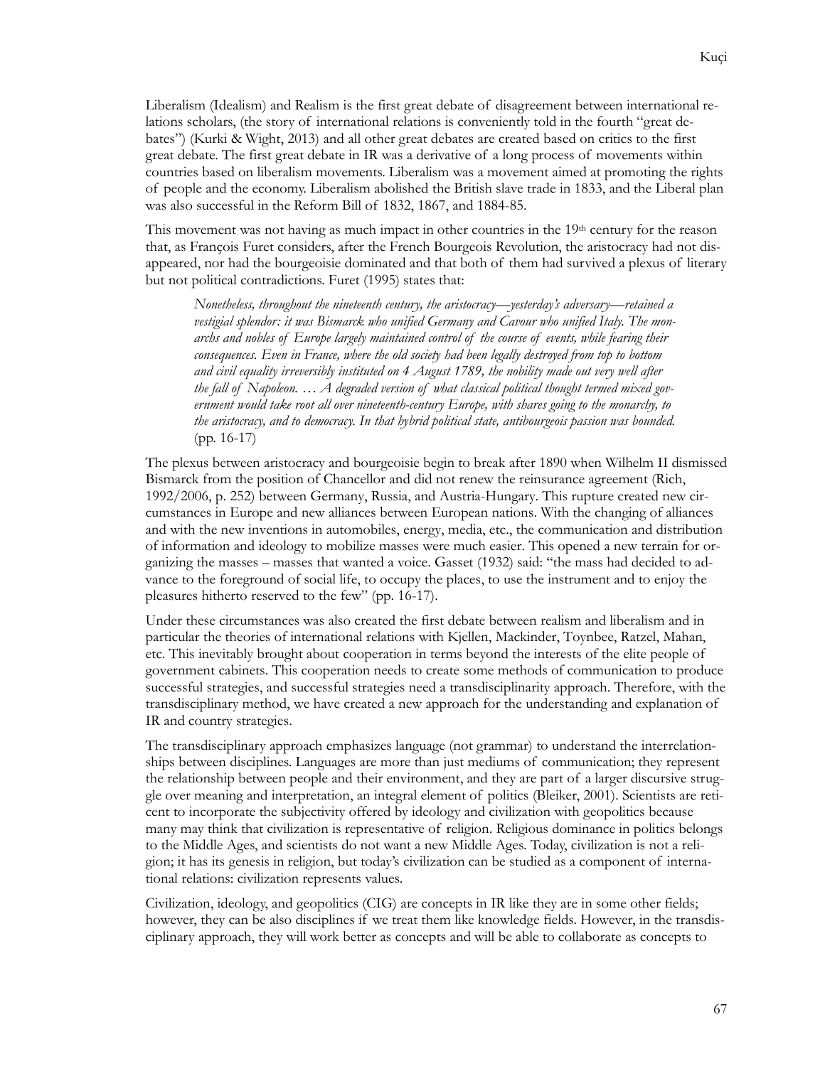Liberalism (Idealism) and Realism is the first great debate of disagreement between international relations scholars, (the story of international relations is conveniently told in the fourth "great debates") (Kurki & Wight, 2013) and all other great debates are created based on critics to the first great debate. The first great debate in IR was a derivative of a long process of movements within countries based on liberalism movements. Liberalism was a movement aimed at promoting the rights of people and the economy. Liberalism abolished the British slave trade in 1833, and the Liberal plan was also successful in the Reform Bill of 1832, 1867, and 1884-85.

This movement was not having as much impact in other countries in the 19th century for the reason that, as François Furet considers, after the French Bourgeois Revolution, the aristocracy had not disappeared, nor had the bourgeoisie dominated and that both of them had survived a plexus of literary but not political contradictions. Furet (1995) states that:

> *Nonetheless, throughout the nineteenth century, the aristocracy—yesterday's adversary—retained a vestigial splendor: it was Bismarck who unified Germany and Cavour who unified Italy. The monarchs and nobles of Europe largely maintained control of the course of events, while fearing their consequences. Even in France, where the old society had been legally destroyed from top to bottom and civil equality irreversibly instituted on 4 August 1789, the nobility made out very well after the fall of Napoleon. … A degraded version of what classical political thought termed mixed government would take root all over nineteenth-century Europe, with shares going to the monarchy, to the aristocracy, and to democracy. In that hybrid political state, antibourgeois passion was bounded.* (pp. 16-17)

The plexus between aristocracy and bourgeoisie begin to break after 1890 when Wilhelm II dismissed Bismarck from the position of Chancellor and did not renew the reinsurance agreement (Rich, 1992/2006, p. 252) between Germany, Russia, and Austria-Hungary. This rupture created new circumstances in Europe and new alliances between European nations. With the changing of alliances and with the new inventions in automobiles, energy, media, etc., the communication and distribution of information and ideology to mobilize masses were much easier. This opened a new terrain for organizing the masses – masses that wanted a voice. Gasset (1932) said: "the mass had decided to advance to the foreground of social life, to occupy the places, to use the instrument and to enjoy the pleasures hitherto reserved to the few" (pp. 16-17).

Under these circumstances was also created the first debate between realism and liberalism and in particular the theories of international relations with Kjellen, Mackinder, Toynbee, Ratzel, Mahan, etc. This inevitably brought about cooperation in terms beyond the interests of the elite people of government cabinets. This cooperation needs to create some methods of communication to produce successful strategies, and successful strategies need a transdisciplinarity approach. Therefore, with the transdisciplinary method, we have created a new approach for the understanding and explanation of IR and country strategies.

The transdisciplinary approach emphasizes language (not grammar) to understand the interrelationships between disciplines. Languages are more than just mediums of communication; they represent the relationship between people and their environment, and they are part of a larger discursive struggle over meaning and interpretation, an integral element of politics (Bleiker, 2001). Scientists are reticent to incorporate the subjectivity offered by ideology and civilization with geopolitics because many may think that civilization is representative of religion. Religious dominance in politics belongs to the Middle Ages, and scientists do not want a new Middle Ages. Today, civilization is not a religion; it has its genesis in religion, but today's civilization can be studied as a component of international relations: civilization represents values.

Civilization, ideology, and geopolitics (CIG) are concepts in IR like they are in some other fields; however, they can be also disciplines if we treat them like knowledge fields. However, in the transdisciplinary approach, they will work better as concepts and will be able to collaborate as concepts to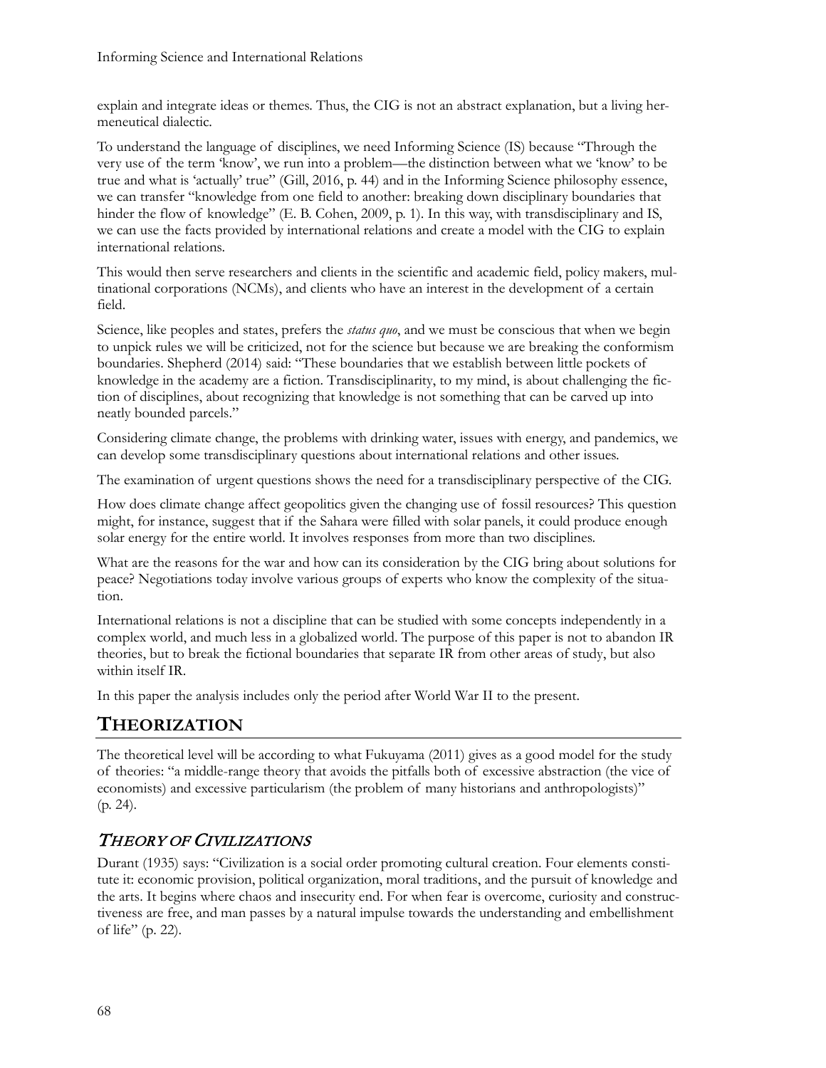explain and integrate ideas or themes. Thus, the CIG is not an abstract explanation, but a living hermeneutical dialectic.

To understand the language of disciplines, we need Informing Science (IS) because "Through the very use of the term 'know', we run into a problem—the distinction between what we 'know' to be true and what is 'actually' true" (Gill, 2016, p. 44) and in the Informing Science philosophy essence, we can transfer "knowledge from one field to another: breaking down disciplinary boundaries that hinder the flow of knowledge" (E. B. Cohen, 2009, p. 1). In this way, with transdisciplinary and IS, we can use the facts provided by international relations and create a model with the CIG to explain international relations.

This would then serve researchers and clients in the scientific and academic field, policy makers, multinational corporations (NCMs), and clients who have an interest in the development of a certain field.

Science, like peoples and states, prefers the *status quo*, and we must be conscious that when we begin to unpick rules we will be criticized, not for the science but because we are breaking the conformism boundaries. Shepherd (2014) said: "These boundaries that we establish between little pockets of knowledge in the academy are a fiction. Transdisciplinarity, to my mind, is about challenging the fiction of disciplines, about recognizing that knowledge is not something that can be carved up into neatly bounded parcels."

Considering climate change, the problems with drinking water, issues with energy, and pandemics, we can develop some transdisciplinary questions about international relations and other issues.

The examination of urgent questions shows the need for a transdisciplinary perspective of the CIG.

How does climate change affect geopolitics given the changing use of fossil resources? This question might, for instance, suggest that if the Sahara were filled with solar panels, it could produce enough solar energy for the entire world. It involves responses from more than two disciplines.

What are the reasons for the war and how can its consideration by the CIG bring about solutions for peace? Negotiations today involve various groups of experts who know the complexity of the situation.

International relations is not a discipline that can be studied with some concepts independently in a complex world, and much less in a globalized world. The purpose of this paper is not to abandon IR theories, but to break the fictional boundaries that separate IR from other areas of study, but also within itself IR.

In this paper the analysis includes only the period after World War II to the present.

## THEORIZATION

The theoretical level will be according to what Fukuyama (2011) gives as a good model for the study of theories: "a middle-range theory that avoids the pitfalls both of excessive abstraction (the vice of economists) and excessive particularism (the problem of many historians and anthropologists)" (p. 24).

### *THEORY OF CIVILIZATIONS*

Durant (1935) says: "Civilization is a social order promoting cultural creation. Four elements constitute it: economic provision, political organization, moral traditions, and the pursuit of knowledge and the arts. It begins where chaos and insecurity end. For when fear is overcome, curiosity and constructiveness are free, and man passes by a natural impulse towards the understanding and embellishment of life" (p. 22).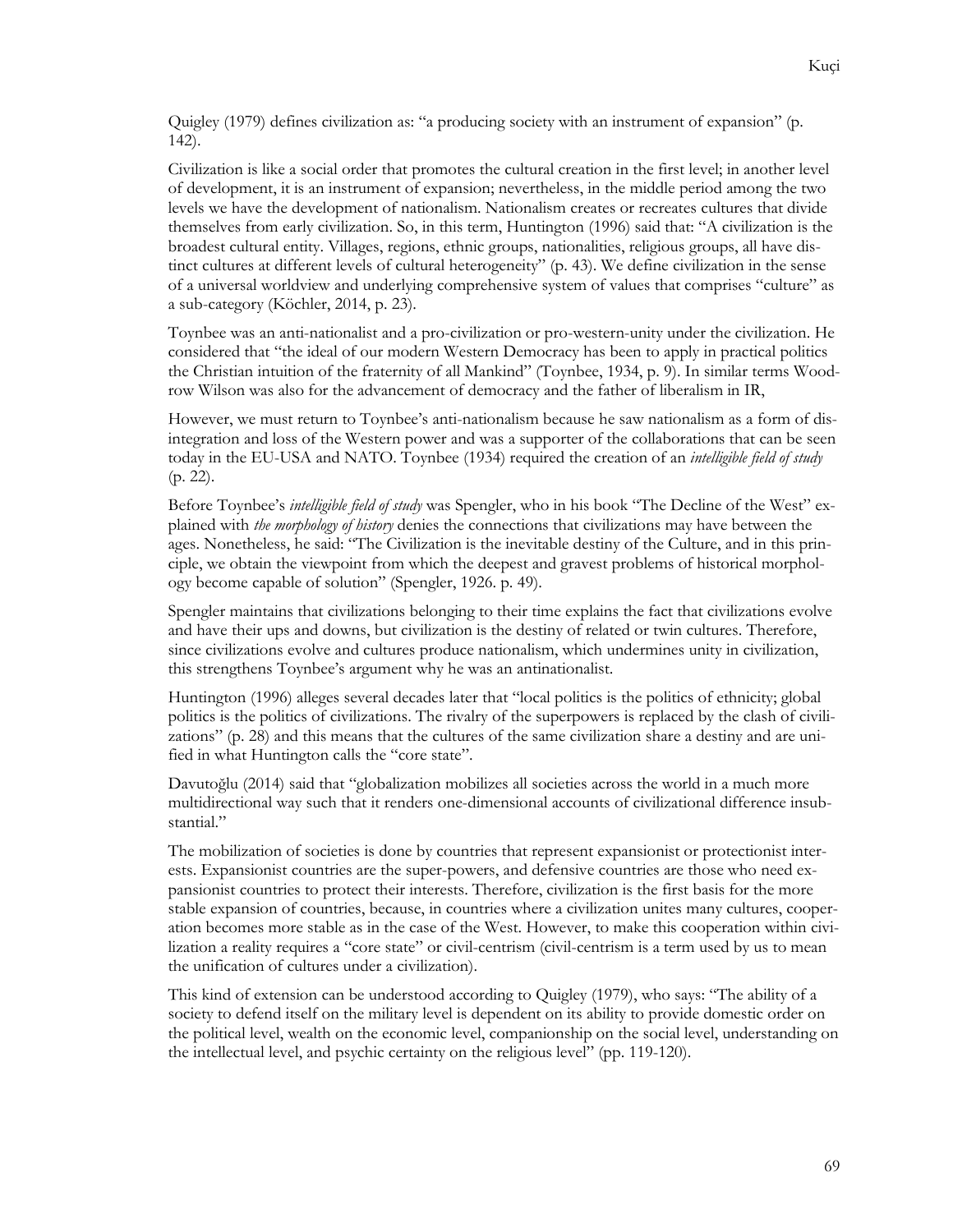Quigley (1979) defines civilization as: "a producing society with an instrument of expansion" (p. 142).

Civilization is like a social order that promotes the cultural creation in the first level; in another level of development, it is an instrument of expansion; nevertheless, in the middle period among the two levels we have the development of nationalism. Nationalism creates or recreates cultures that divide themselves from early civilization. So, in this term, Huntington (1996) said that: "A civilization is the broadest cultural entity. Villages, regions, ethnic groups, nationalities, religious groups, all have distinct cultures at different levels of cultural heterogeneity" (p. 43). We define civilization in the sense of a universal worldview and underlying comprehensive system of values that comprises "culture" as a sub-category (Köchler, 2014, p. 23).

Toynbee was an anti-nationalist and a pro-civilization or pro-western-unity under the civilization. He considered that "the ideal of our modern Western Democracy has been to apply in practical politics the Christian intuition of the fraternity of all Mankind" (Toynbee, 1934, p. 9). In similar terms Woodrow Wilson was also for the advancement of democracy and the father of liberalism in IR,

However, we must return to Toynbee's anti-nationalism because he saw nationalism as a form of disintegration and loss of the Western power and was a supporter of the collaborations that can be seen today in the EU-USA and NATO. Toynbee (1934) required the creation of an *intelligible field of study* (p. 22).

Before Toynbee's *intelligible field of study* was Spengler, who in his book "The Decline of the West" explained with *the morphology of history* denies the connections that civilizations may have between the ages. Nonetheless, he said: "The Civilization is the inevitable destiny of the Culture, and in this principle, we obtain the viewpoint from which the deepest and gravest problems of historical morphology become capable of solution" (Spengler, 1926. p. 49).

Spengler maintains that civilizations belonging to their time explains the fact that civilizations evolve and have their ups and downs, but civilization is the destiny of related or twin cultures. Therefore, since civilizations evolve and cultures produce nationalism, which undermines unity in civilization, this strengthens Toynbee's argument why he was an antinationalist.

Huntington (1996) alleges several decades later that "local politics is the politics of ethnicity; global politics is the politics of civilizations. The rivalry of the superpowers is replaced by the clash of civilizations" (p. 28) and this means that the cultures of the same civilization share a destiny and are unified in what Huntington calls the "core state".

Davutoğlu (2014) said that "globalization mobilizes all societies across the world in a much more multidirectional way such that it renders one-dimensional accounts of civilizational difference insubstantial."

The mobilization of societies is done by countries that represent expansionist or protectionist interests. Expansionist countries are the super-powers, and defensive countries are those who need expansionist countries to protect their interests. Therefore, civilization is the first basis for the more stable expansion of countries, because, in countries where a civilization unites many cultures, cooperation becomes more stable as in the case of the West. However, to make this cooperation within civilization a reality requires a "core state" or civil-centrism (civil-centrism is a term used by us to mean the unification of cultures under a civilization).

This kind of extension can be understood according to Quigley (1979), who says: "The ability of a society to defend itself on the military level is dependent on its ability to provide domestic order on the political level, wealth on the economic level, companionship on the social level, understanding on the intellectual level, and psychic certainty on the religious level" (pp. 119-120).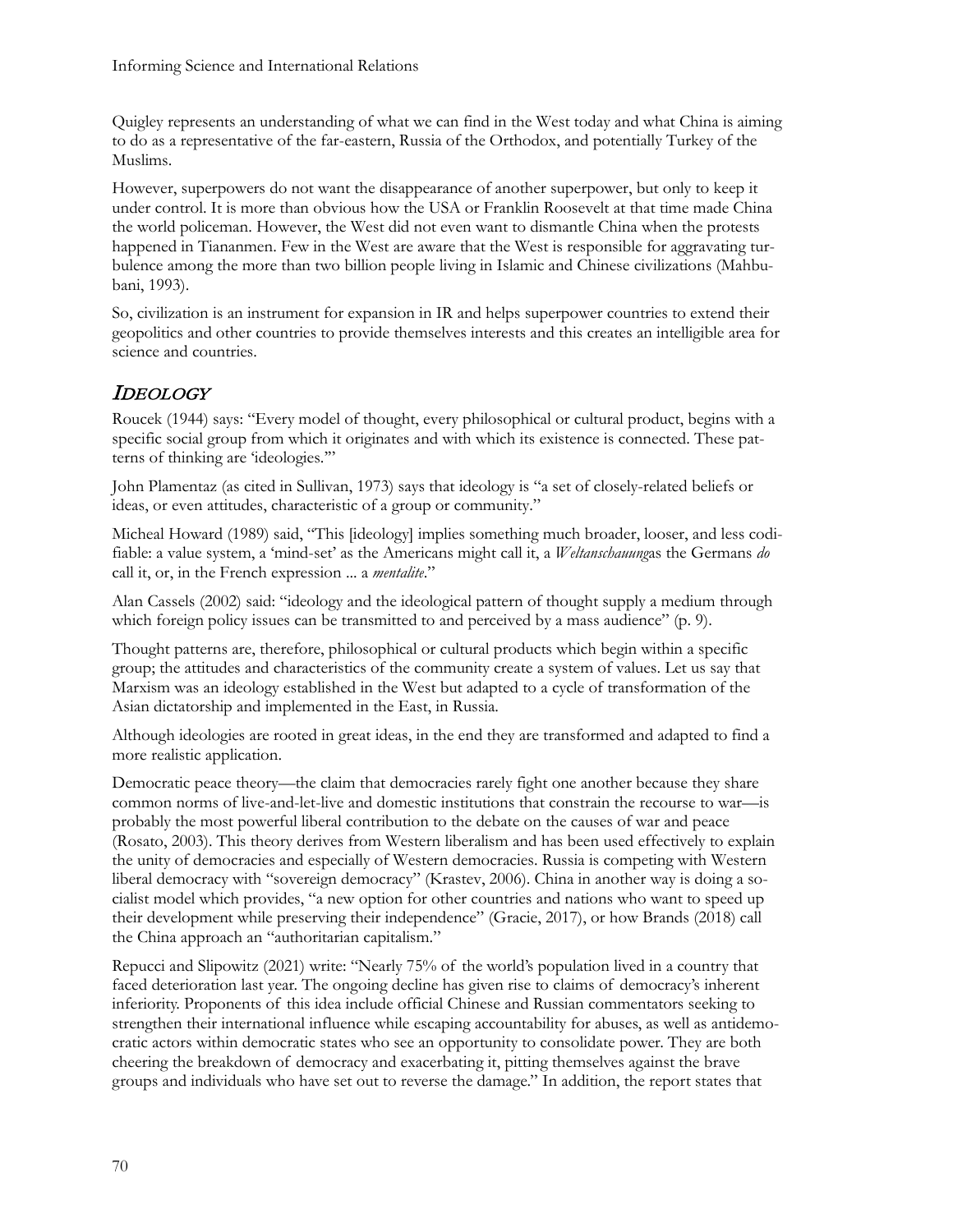Quigley represents an understanding of what we can find in the West today and what China is aiming to do as a representative of the far-eastern, Russia of the Orthodox, and potentially Turkey of the Muslims.

However, superpowers do not want the disappearance of another superpower, but only to keep it under control. It is more than obvious how the USA or Franklin Roosevelt at that time made China the world policeman. However, the West did not even want to dismantle China when the protests happened in Tiananmen. Few in the West are aware that the West is responsible for aggravating turbulence among the more than two billion people living in Islamic and Chinese civilizations (Mahbubani, 1993).

So, civilization is an instrument for expansion in IR and helps superpower countries to extend their geopolitics and other countries to provide themselves interests and this creates an intelligible area for science and countries.

## *IDEOLOGY*

Roucek (1944) says: "Every model of thought, every philosophical or cultural product, begins with a specific social group from which it originates and with which its existence is connected. These patterns of thinking are 'ideologies.'"

John Plamentaz (as cited in Sullivan, 1973) says that ideology is "a set of closely-related beliefs or ideas, or even attitudes, characteristic of a group or community."

Micheal Howard (1989) said, "This [ideology] implies something much broader, looser, and less codifiable: a value system, a 'mind-set' as the Americans might call it, a *Weltanschauung*as the Germans *do* call it, or, in the French expression ... a *mentalite*."

Alan Cassels (2002) said: "ideology and the ideological pattern of thought supply a medium through which foreign policy issues can be transmitted to and perceived by a mass audience" (p. 9).

Thought patterns are, therefore, philosophical or cultural products which begin within a specific group; the attitudes and characteristics of the community create a system of values. Let us say that Marxism was an ideology established in the West but adapted to a cycle of transformation of the Asian dictatorship and implemented in the East, in Russia.

Although ideologies are rooted in great ideas, in the end they are transformed and adapted to find a more realistic application.

Democratic peace theory—the claim that democracies rarely fight one another because they share common norms of live-and-let-live and domestic institutions that constrain the recourse to war—is probably the most powerful liberal contribution to the debate on the causes of war and peace (Rosato, 2003). This theory derives from Western liberalism and has been used effectively to explain the unity of democracies and especially of Western democracies. Russia is competing with Western liberal democracy with "sovereign democracy" (Krastev, 2006). China in another way is doing a socialist model which provides, "a new option for other countries and nations who want to speed up their development while preserving their independence" (Gracie, 2017), or how Brands (2018) call the China approach an "authoritarian capitalism."

Repucci and Slipowitz (2021) write: "Nearly 75% of the world's population lived in a country that faced deterioration last year. The ongoing decline has given rise to claims of democracy's inherent inferiority. Proponents of this idea include official Chinese and Russian commentators seeking to strengthen their international influence while escaping accountability for abuses, as well as antidemocratic actors within democratic states who see an opportunity to consolidate power. They are both cheering the breakdown of democracy and exacerbating it, pitting themselves against the brave groups and individuals who have set out to reverse the damage." In addition, the report states that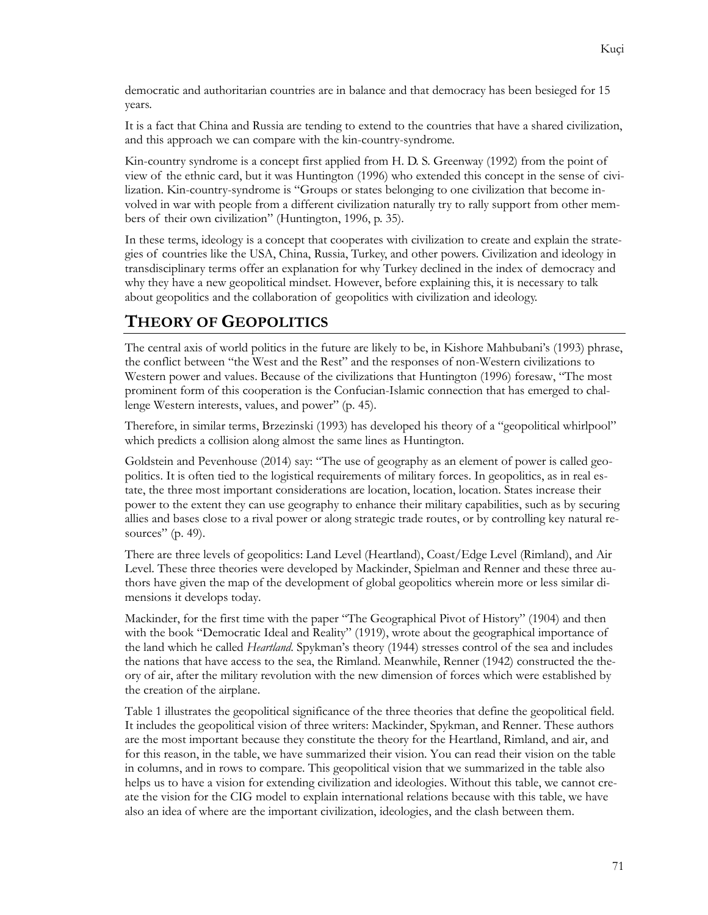democratic and authoritarian countries are in balance and that democracy has been besieged for 15 years.

It is a fact that China and Russia are tending to extend to the countries that have a shared civilization, and this approach we can compare with the kin-country-syndrome.

Kin-country syndrome is a concept first applied from H. D. S. Greenway (1992) from the point of view of the ethnic card, but it was Huntington (1996) who extended this concept in the sense of civilization. Kin-country-syndrome is "Groups or states belonging to one civilization that become involved in war with people from a different civilization naturally try to rally support from other members of their own civilization" (Huntington, 1996, p. 35).

In these terms, ideology is a concept that cooperates with civilization to create and explain the strategies of countries like the USA, China, Russia, Turkey, and other powers. Civilization and ideology in transdisciplinary terms offer an explanation for why Turkey declined in the index of democracy and why they have a new geopolitical mindset. However, before explaining this, it is necessary to talk about geopolitics and the collaboration of geopolitics with civilization and ideology.

## THEORY OF GEOPOLITICS

The central axis of world politics in the future are likely to be, in Kishore Mahbubani's (1993) phrase, the conflict between "the West and the Rest" and the responses of non-Western civilizations to Western power and values. Because of the civilizations that Huntington (1996) foresaw, "The most prominent form of this cooperation is the Confucian-Islamic connection that has emerged to challenge Western interests, values, and power" (p. 45).

Therefore, in similar terms, Brzezinski (1993) has developed his theory of a "geopolitical whirlpool" which predicts a collision along almost the same lines as Huntington.

Goldstein and Pevenhouse (2014) say: "The use of geography as an element of power is called geopolitics. It is often tied to the logistical requirements of military forces. In geopolitics, as in real estate, the three most important considerations are location, location, location. States increase their power to the extent they can use geography to enhance their military capabilities, such as by securing allies and bases close to a rival power or along strategic trade routes, or by controlling key natural resources" (p. 49).

There are three levels of geopolitics: Land Level (Heartland), Coast/Edge Level (Rimland), and Air Level. These three theories were developed by Mackinder, Spielman and Renner and these three authors have given the map of the development of global geopolitics wherein more or less similar dimensions it develops today.

Mackinder, for the first time with the paper "The Geographical Pivot of History" (1904) and then with the book "Democratic Ideal and Reality" (1919), wrote about the geographical importance of the land which he called *Heartland*. Spykman's theory (1944) stresses control of the sea and includes the nations that have access to the sea, the Rimland. Meanwhile, Renner (1942) constructed the theory of air, after the military revolution with the new dimension of forces which were established by the creation of the airplane.

Table 1 illustrates the geopolitical significance of the three theories that define the geopolitical field. It includes the geopolitical vision of three writers: Mackinder, Spykman, and Renner. These authors are the most important because they constitute the theory for the Heartland, Rimland, and air, and for this reason, in the table, we have summarized their vision. You can read their vision on the table in columns, and in rows to compare. This geopolitical vision that we summarized in the table also helps us to have a vision for extending civilization and ideologies. Without this table, we cannot create the vision for the CIG model to explain international relations because with this table, we have also an idea of where are the important civilization, ideologies, and the clash between them.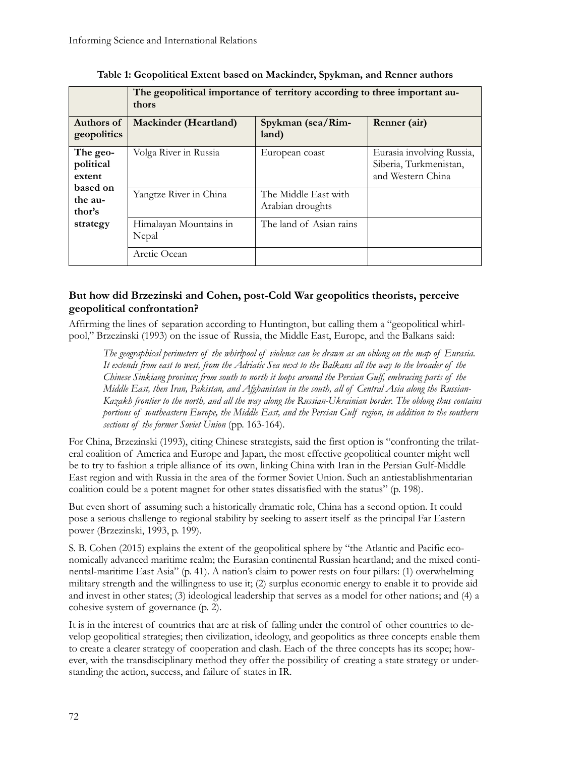**Table 1: Geopolitical Extent based on Mackinder, Spykman, and Renner authors**

| | The geopolitical importance of territory according to three important authors | | |
|---|---|---|---|
| **Authors of geopolitics** | **Mackinder (Heartland)** | **Spykman (sea/Rimland)** | **Renner (air)** |
| **The geopolitical extent based on the author's strategy** | Volga River in Russia | European coast | Eurasia involving Russia, Siberia, Turkmenistan, and Western China |
| | Yangtze River in China | The Middle East with Arabian droughts | |
| | Himalayan Mountains in Nepal | The land of Asian rains | |
| | Arctic Ocean | | |

### But how did Brzezinski and Cohen, post-Cold War geopolitics theorists, perceive geopolitical confrontation?

Affirming the lines of separation according to Huntington, but calling them a "geopolitical whirlpool," Brzezinski (1993) on the issue of Russia, the Middle East, Europe, and the Balkans said:

> *The geographical perimeters of the whirlpool of violence can be drawn as an oblong on the map of Eurasia. It extends from east to west, from the Adriatic Sea next to the Balkans all the way to the broader of the Chinese Sinkiang province; from south to north it loops around the Persian Gulf, embracing parts of the Middle East, then Iran, Pakistan, and Afghanistan in the south, all of Central Asia along the Russian-Kazakh frontier to the north, and all the way along the Russian-Ukrainian border. The oblong thus contains portions of southeastern Europe, the Middle East, and the Persian Gulf region, in addition to the southern sections of the former Soviet Union* (pp. 163-164).

For China, Brzezinski (1993), citing Chinese strategists, said the first option is "confronting the trilateral coalition of America and Europe and Japan, the most effective geopolitical counter might well be to try to fashion a triple alliance of its own, linking China with Iran in the Persian Gulf-Middle East region and with Russia in the area of the former Soviet Union. Such an antiestablishmentarian coalition could be a potent magnet for other states dissatisfied with the status" (p. 198).

But even short of assuming such a historically dramatic role, China has a second option. It could pose a serious challenge to regional stability by seeking to assert itself as the principal Far Eastern power (Brzezinski, 1993, p. 199).

S. B. Cohen (2015) explains the extent of the geopolitical sphere by "the Atlantic and Pacific economically advanced maritime realm; the Eurasian continental Russian heartland; and the mixed continental-maritime East Asia" (p. 41). A nation's claim to power rests on four pillars: (1) overwhelming military strength and the willingness to use it; (2) surplus economic energy to enable it to provide aid and invest in other states; (3) ideological leadership that serves as a model for other nations; and (4) a cohesive system of governance (p. 2).

It is in the interest of countries that are at risk of falling under the control of other countries to develop geopolitical strategies; then civilization, ideology, and geopolitics as three concepts enable them to create a clearer strategy of cooperation and clash. Each of the three concepts has its scope; however, with the transdisciplinary method they offer the possibility of creating a state strategy or understanding the action, success, and failure of states in IR.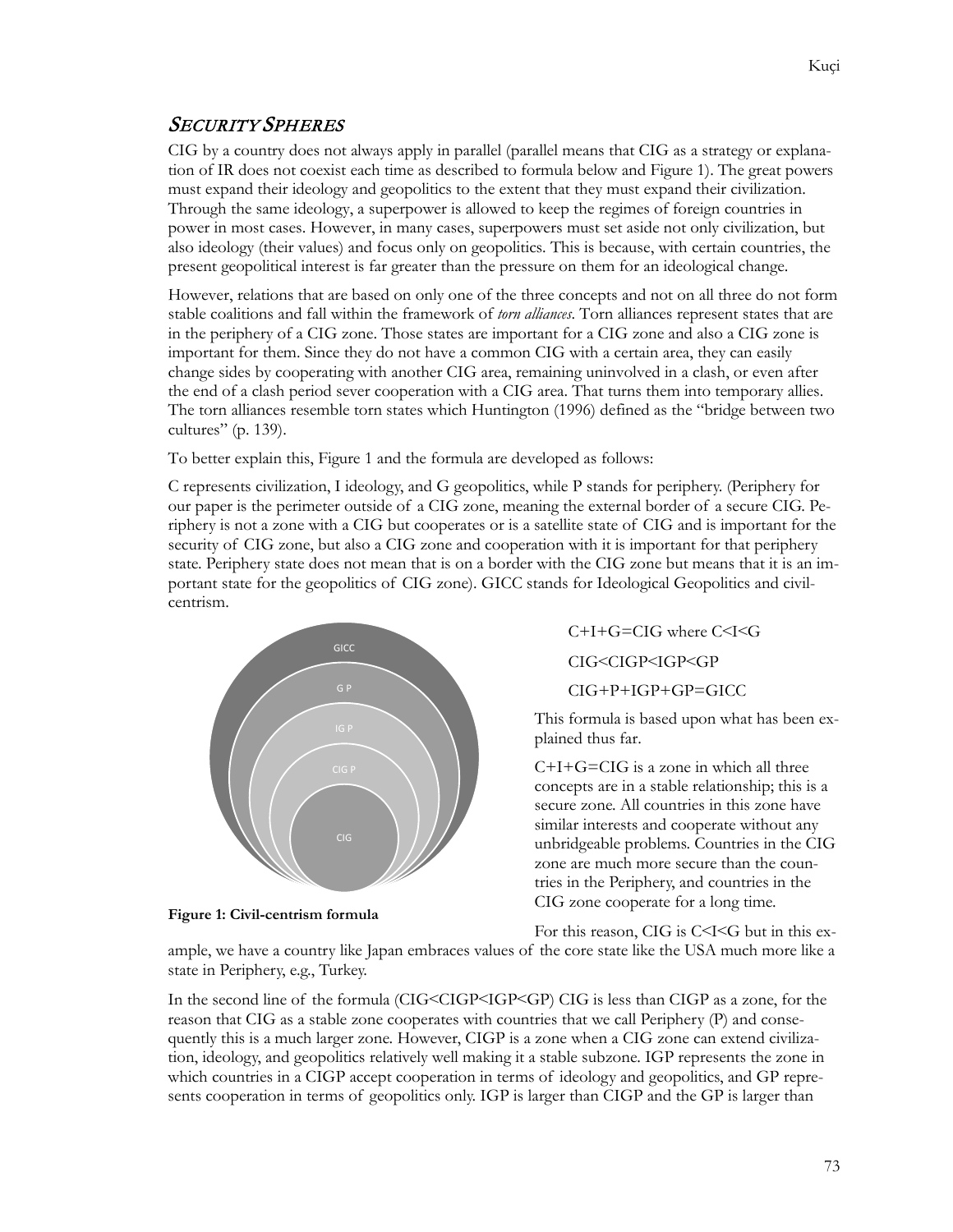## *Security Spheres*

CIG by a country does not always apply in parallel (parallel means that CIG as a strategy or explanation of IR does not coexist each time as described to formula below and Figure 1). The great powers must expand their ideology and geopolitics to the extent that they must expand their civilization. Through the same ideology, a superpower is allowed to keep the regimes of foreign countries in power in most cases. However, in many cases, superpowers must set aside not only civilization, but also ideology (their values) and focus only on geopolitics. This is because, with certain countries, the present geopolitical interest is far greater than the pressure on them for an ideological change.

However, relations that are based on only one of the three concepts and not on all three do not form stable coalitions and fall within the framework of *torn alliances*. Torn alliances represent states that are in the periphery of a CIG zone. Those states are important for a CIG zone and also a CIG zone is important for them. Since they do not have a common CIG with a certain area, they can easily change sides by cooperating with another CIG area, remaining uninvolved in a clash, or even after the end of a clash period sever cooperation with a CIG area. That turns them into temporary allies. The torn alliances resemble torn states which Huntington (1996) defined as the "bridge between two cultures" (p. 139).

To better explain this, Figure 1 and the formula are developed as follows:

C represents civilization, I ideology, and G geopolitics, while P stands for periphery. (Periphery for our paper is the perimeter outside of a CIG zone, meaning the external border of a secure CIG. Periphery is not a zone with a CIG but cooperates or is a satellite state of CIG and is important for the security of CIG zone, but also a CIG zone and cooperation with it is important for that periphery state. Periphery state does not mean that is on a border with the CIG zone but means that it is an important state for the geopolitics of CIG zone). GICC stands for Ideological Geopolitics and civil-centrism.

GICC

G P

IG P

CIG P

CIG

**Figure 1: Civil-centrism formula**

C+I+G=CIG where C<I<G

CIG<CIGP<IGP<GP

CIG+P+IGP+GP=GICC

This formula is based upon what has been explained thus far.

C+I+G=CIG is a zone in which all three concepts are in a stable relationship; this is a secure zone. All countries in this zone have similar interests and cooperate without any unbridgeable problems. Countries in the CIG zone are much more secure than the countries in the Periphery, and countries in the CIG zone cooperate for a long time.

For this reason, CIG is C<I<G but in this example, we have a country like Japan embraces values of the core state like the USA much more like a state in Periphery, e.g., Turkey.

In the second line of the formula (CIG<CIGP<IGP<GP) CIG is less than CIGP as a zone, for the reason that CIG as a stable zone cooperates with countries that we call Periphery (P) and consequently this is a much larger zone. However, CIGP is a zone when a CIG zone can extend civilization, ideology, and geopolitics relatively well making it a stable subzone. IGP represents the zone in which countries in a CIGP accept cooperation in terms of ideology and geopolitics, and GP represents cooperation in terms of geopolitics only. IGP is larger than CIGP and the GP is larger than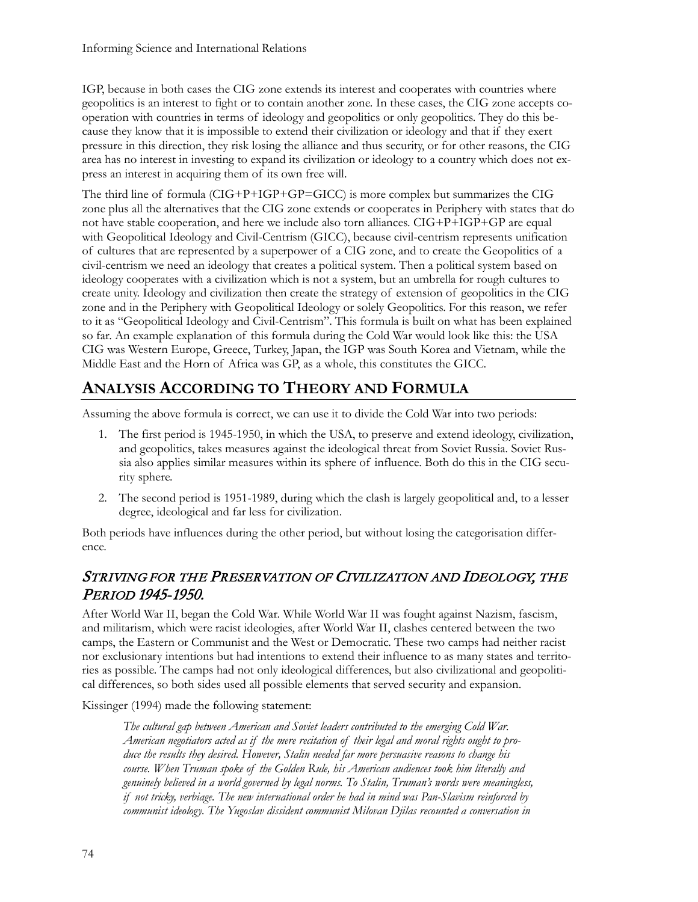IGP, because in both cases the CIG zone extends its interest and cooperates with countries where geopolitics is an interest to fight or to contain another zone. In these cases, the CIG zone accepts cooperation with countries in terms of ideology and geopolitics or only geopolitics. They do this because they know that it is impossible to extend their civilization or ideology and that if they exert pressure in this direction, they risk losing the alliance and thus security, or for other reasons, the CIG area has no interest in investing to expand its civilization or ideology to a country which does not express an interest in acquiring them of its own free will.

The third line of formula (CIG+P+IGP+GP=GICC) is more complex but summarizes the CIG zone plus all the alternatives that the CIG zone extends or cooperates in Periphery with states that do not have stable cooperation, and here we include also torn alliances. CIG+P+IGP+GP are equal with Geopolitical Ideology and Civil-Centrism (GICC), because civil-centrism represents unification of cultures that are represented by a superpower of a CIG zone, and to create the Geopolitics of a civil-centrism we need an ideology that creates a political system. Then a political system based on ideology cooperates with a civilization which is not a system, but an umbrella for rough cultures to create unity. Ideology and civilization then create the strategy of extension of geopolitics in the CIG zone and in the Periphery with Geopolitical Ideology or solely Geopolitics. For this reason, we refer to it as "Geopolitical Ideology and Civil-Centrism". This formula is built on what has been explained so far. An example explanation of this formula during the Cold War would look like this: the USA CIG was Western Europe, Greece, Turkey, Japan, the IGP was South Korea and Vietnam, while the Middle East and the Horn of Africa was GP, as a whole, this constitutes the GICC.

## Analysis According to Theory and Formula

Assuming the above formula is correct, we can use it to divide the Cold War into two periods:

1. The first period is 1945-1950, in which the USA, to preserve and extend ideology, civilization, and geopolitics, takes measures against the ideological threat from Soviet Russia. Soviet Russia also applies similar measures within its sphere of influence. Both do this in the CIG security sphere.
2. The second period is 1951-1989, during which the clash is largely geopolitical and, to a lesser degree, ideological and far less for civilization.

Both periods have influences during the other period, but without losing the categorisation difference.

### *Striving for the Preservation of Civilization and Ideology, the Period 1945-1950.*

After World War II, began the Cold War. While World War II was fought against Nazism, fascism, and militarism, which were racist ideologies, after World War II, clashes centered between the two camps, the Eastern or Communist and the West or Democratic. These two camps had neither racist nor exclusionary intentions but had intentions to extend their influence to as many states and territories as possible. The camps had not only ideological differences, but also civilizational and geopolitical differences, so both sides used all possible elements that served security and expansion.

Kissinger (1994) made the following statement:

> *The cultural gap between American and Soviet leaders contributed to the emerging Cold War. American negotiators acted as if the mere recitation of their legal and moral rights ought to produce the results they desired. However, Stalin needed far more persuasive reasons to change his course. When Truman spoke of the Golden Rule, his American audiences took him literally and genuinely believed in a world governed by legal norms. To Stalin, Truman's words were meaningless, if not tricky, verbiage. The new international order he had in mind was Pan-Slavism reinforced by communist ideology. The Yugoslav dissident communist Milovan Djilas recounted a conversation in*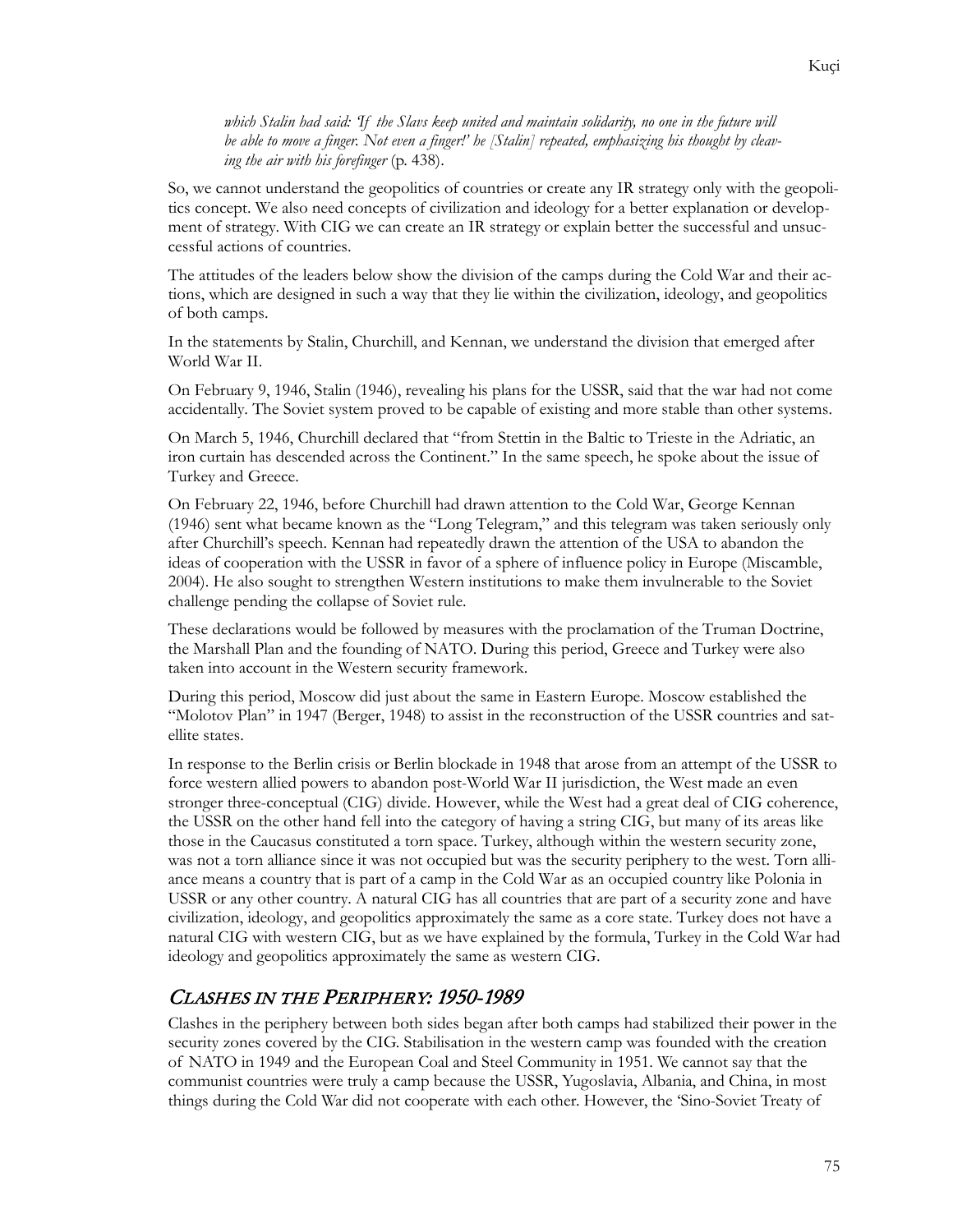*which Stalin had said: 'If the Slavs keep united and maintain solidarity, no one in the future will be able to move a finger. Not even a finger!' he [Stalin] repeated, emphasizing his thought by cleaving the air with his forefinger* (p. 438).

So, we cannot understand the geopolitics of countries or create any IR strategy only with the geopolitics concept. We also need concepts of civilization and ideology for a better explanation or development of strategy. With CIG we can create an IR strategy or explain better the successful and unsuccessful actions of countries.

The attitudes of the leaders below show the division of the camps during the Cold War and their actions, which are designed in such a way that they lie within the civilization, ideology, and geopolitics of both camps.

In the statements by Stalin, Churchill, and Kennan, we understand the division that emerged after World War II.

On February 9, 1946, Stalin (1946), revealing his plans for the USSR, said that the war had not come accidentally. The Soviet system proved to be capable of existing and more stable than other systems.

On March 5, 1946, Churchill declared that "from Stettin in the Baltic to Trieste in the Adriatic, an iron curtain has descended across the Continent." In the same speech, he spoke about the issue of Turkey and Greece.

On February 22, 1946, before Churchill had drawn attention to the Cold War, George Kennan (1946) sent what became known as the "Long Telegram," and this telegram was taken seriously only after Churchill's speech. Kennan had repeatedly drawn the attention of the USA to abandon the ideas of cooperation with the USSR in favor of a sphere of influence policy in Europe (Miscamble, 2004). He also sought to strengthen Western institutions to make them invulnerable to the Soviet challenge pending the collapse of Soviet rule.

These declarations would be followed by measures with the proclamation of the Truman Doctrine, the Marshall Plan and the founding of NATO. During this period, Greece and Turkey were also taken into account in the Western security framework.

During this period, Moscow did just about the same in Eastern Europe. Moscow established the "Molotov Plan" in 1947 (Berger, 1948) to assist in the reconstruction of the USSR countries and satellite states.

In response to the Berlin crisis or Berlin blockade in 1948 that arose from an attempt of the USSR to force western allied powers to abandon post-World War II jurisdiction, the West made an even stronger three-conceptual (CIG) divide. However, while the West had a great deal of CIG coherence, the USSR on the other hand fell into the category of having a string CIG, but many of its areas like those in the Caucasus constituted a torn space. Turkey, although within the western security zone, was not a torn alliance since it was not occupied but was the security periphery to the west. Torn alliance means a country that is part of a camp in the Cold War as an occupied country like Polonia in USSR or any other country. A natural CIG has all countries that are part of a security zone and have civilization, ideology, and geopolitics approximately the same as a core state. Turkey does not have a natural CIG with western CIG, but as we have explained by the formula, Turkey in the Cold War had ideology and geopolitics approximately the same as western CIG.

## Clashes in the Periphery: 1950-1989

Clashes in the periphery between both sides began after both camps had stabilized their power in the security zones covered by the CIG. Stabilisation in the western camp was founded with the creation of NATO in 1949 and the European Coal and Steel Community in 1951. We cannot say that the communist countries were truly a camp because the USSR, Yugoslavia, Albania, and China, in most things during the Cold War did not cooperate with each other. However, the 'Sino-Soviet Treaty of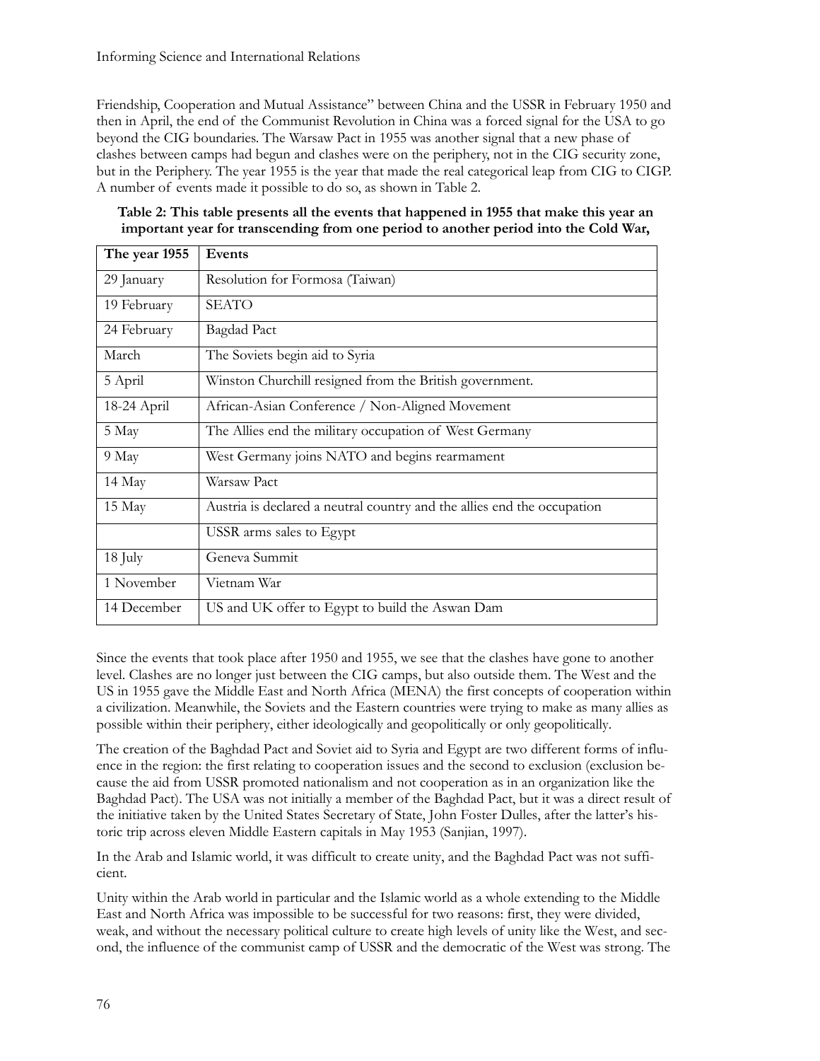Friendship, Cooperation and Mutual Assistance" between China and the USSR in February 1950 and then in April, the end of the Communist Revolution in China was a forced signal for the USA to go beyond the CIG boundaries. The Warsaw Pact in 1955 was another signal that a new phase of clashes between camps had begun and clashes were on the periphery, not in the CIG security zone, but in the Periphery. The year 1955 is the year that made the real categorical leap from CIG to CIGP. A number of events made it possible to do so, as shown in Table 2.

**Table 2: This table presents all the events that happened in 1955 that make this year an important year for transcending from one period to another period into the Cold War,**

| The year 1955 | Events |
|---|---|
| 29 January | Resolution for Formosa (Taiwan) |
| 19 February | SEATO |
| 24 February | Bagdad Pact |
| March | The Soviets begin aid to Syria |
| 5 April | Winston Churchill resigned from the British government. |
| 18-24 April | African-Asian Conference / Non-Aligned Movement |
| 5 May | The Allies end the military occupation of West Germany |
| 9 May | West Germany joins NATO and begins rearmament |
| 14 May | Warsaw Pact |
| 15 May | Austria is declared a neutral country and the allies end the occupation |
| | USSR arms sales to Egypt |
| 18 July | Geneva Summit |
| 1 November | Vietnam War |
| 14 December | US and UK offer to Egypt to build the Aswan Dam |

Since the events that took place after 1950 and 1955, we see that the clashes have gone to another level. Clashes are no longer just between the CIG camps, but also outside them. The West and the US in 1955 gave the Middle East and North Africa (MENA) the first concepts of cooperation within a civilization. Meanwhile, the Soviets and the Eastern countries were trying to make as many allies as possible within their periphery, either ideologically and geopolitically or only geopolitically.

The creation of the Baghdad Pact and Soviet aid to Syria and Egypt are two different forms of influence in the region: the first relating to cooperation issues and the second to exclusion (exclusion because the aid from USSR promoted nationalism and not cooperation as in an organization like the Baghdad Pact). The USA was not initially a member of the Baghdad Pact, but it was a direct result of the initiative taken by the United States Secretary of State, John Foster Dulles, after the latter's historic trip across eleven Middle Eastern capitals in May 1953 (Sanjian, 1997).

In the Arab and Islamic world, it was difficult to create unity, and the Baghdad Pact was not sufficient.

Unity within the Arab world in particular and the Islamic world as a whole extending to the Middle East and North Africa was impossible to be successful for two reasons: first, they were divided, weak, and without the necessary political culture to create high levels of unity like the West, and second, the influence of the communist camp of USSR and the democratic of the West was strong. The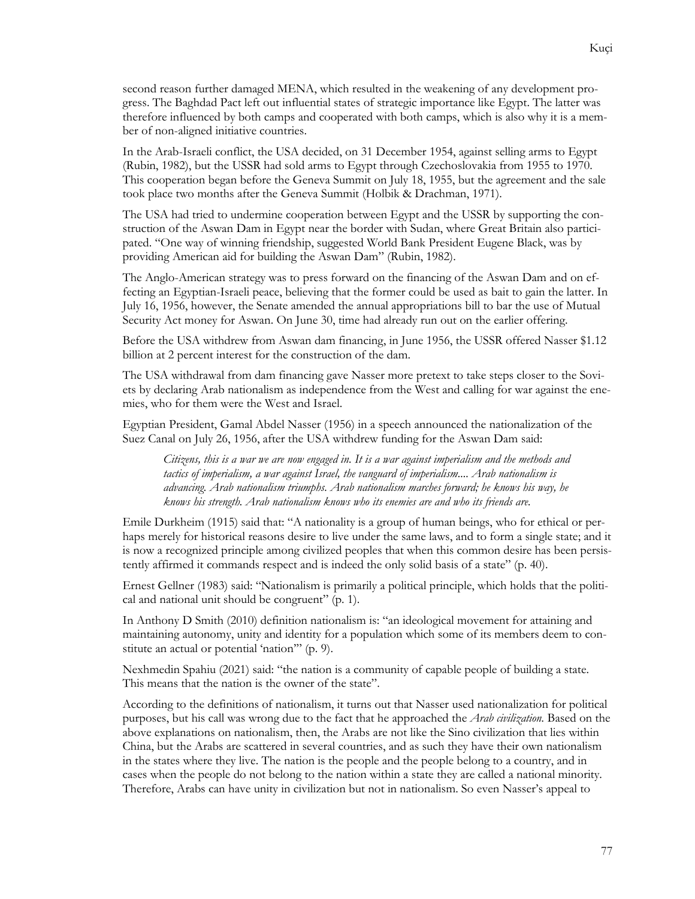second reason further damaged MENA, which resulted in the weakening of any development progress. The Baghdad Pact left out influential states of strategic importance like Egypt. The latter was therefore influenced by both camps and cooperated with both camps, which is also why it is a member of non-aligned initiative countries.

In the Arab-Israeli conflict, the USA decided, on 31 December 1954, against selling arms to Egypt (Rubin, 1982), but the USSR had sold arms to Egypt through Czechoslovakia from 1955 to 1970. This cooperation began before the Geneva Summit on July 18, 1955, but the agreement and the sale took place two months after the Geneva Summit (Holbik & Drachman, 1971).

The USA had tried to undermine cooperation between Egypt and the USSR by supporting the construction of the Aswan Dam in Egypt near the border with Sudan, where Great Britain also participated. "One way of winning friendship, suggested World Bank President Eugene Black, was by providing American aid for building the Aswan Dam" (Rubin, 1982).

The Anglo-American strategy was to press forward on the financing of the Aswan Dam and on effecting an Egyptian-Israeli peace, believing that the former could be used as bait to gain the latter. In July 16, 1956, however, the Senate amended the annual appropriations bill to bar the use of Mutual Security Act money for Aswan. On June 30, time had already run out on the earlier offering.

Before the USA withdrew from Aswan dam financing, in June 1956, the USSR offered Nasser $1.12 billion at 2 percent interest for the construction of the dam.

The USA withdrawal from dam financing gave Nasser more pretext to take steps closer to the Soviets by declaring Arab nationalism as independence from the West and calling for war against the enemies, who for them were the West and Israel.

Egyptian President, Gamal Abdel Nasser (1956) in a speech announced the nationalization of the Suez Canal on July 26, 1956, after the USA withdrew funding for the Aswan Dam said:

> *Citizens, this is a war we are now engaged in. It is a war against imperialism and the methods and tactics of imperialism, a war against Israel, the vanguard of imperialism.... Arab nationalism is advancing. Arab nationalism triumphs. Arab nationalism marches forward; he knows his way, he knows his strength. Arab nationalism knows who its enemies are and who its friends are.*

Emile Durkheim (1915) said that: "A nationality is a group of human beings, who for ethical or perhaps merely for historical reasons desire to live under the same laws, and to form a single state; and it is now a recognized principle among civilized peoples that when this common desire has been persistently affirmed it commands respect and is indeed the only solid basis of a state" (p. 40).

Ernest Gellner (1983) said: "Nationalism is primarily a political principle, which holds that the political and national unit should be congruent" (p. 1).

In Anthony D Smith (2010) definition nationalism is: "an ideological movement for attaining and maintaining autonomy, unity and identity for a population which some of its members deem to constitute an actual or potential 'nation'" (p. 9).

Nexhmedin Spahiu (2021) said: "the nation is a community of capable people of building a state. This means that the nation is the owner of the state".

According to the definitions of nationalism, it turns out that Nasser used nationalization for political purposes, but his call was wrong due to the fact that he approached the *Arab civilization*. Based on the above explanations on nationalism, then, the Arabs are not like the Sino civilization that lies within China, but the Arabs are scattered in several countries, and as such they have their own nationalism in the states where they live. The nation is the people and the people belong to a country, and in cases when the people do not belong to the nation within a state they are called a national minority. Therefore, Arabs can have unity in civilization but not in nationalism. So even Nasser's appeal to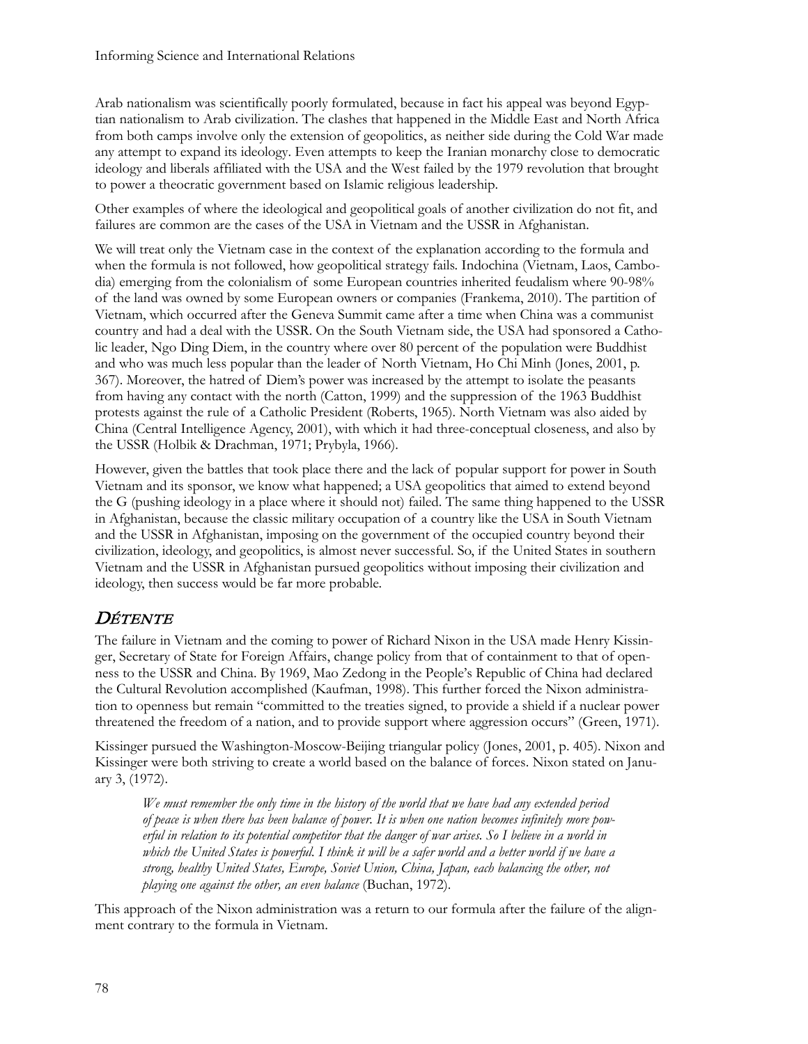Arab nationalism was scientifically poorly formulated, because in fact his appeal was beyond Egyptian nationalism to Arab civilization. The clashes that happened in the Middle East and North Africa from both camps involve only the extension of geopolitics, as neither side during the Cold War made any attempt to expand its ideology. Even attempts to keep the Iranian monarchy close to democratic ideology and liberals affiliated with the USA and the West failed by the 1979 revolution that brought to power a theocratic government based on Islamic religious leadership.

Other examples of where the ideological and geopolitical goals of another civilization do not fit, and failures are common are the cases of the USA in Vietnam and the USSR in Afghanistan.

We will treat only the Vietnam case in the context of the explanation according to the formula and when the formula is not followed, how geopolitical strategy fails. Indochina (Vietnam, Laos, Cambodia) emerging from the colonialism of some European countries inherited feudalism where 90-98% of the land was owned by some European owners or companies (Frankema, 2010). The partition of Vietnam, which occurred after the Geneva Summit came after a time when China was a communist country and had a deal with the USSR. On the South Vietnam side, the USA had sponsored a Catholic leader, Ngo Ding Diem, in the country where over 80 percent of the population were Buddhist and who was much less popular than the leader of North Vietnam, Ho Chi Minh (Jones, 2001, p. 367). Moreover, the hatred of Diem's power was increased by the attempt to isolate the peasants from having any contact with the north (Catton, 1999) and the suppression of the 1963 Buddhist protests against the rule of a Catholic President (Roberts, 1965). North Vietnam was also aided by China (Central Intelligence Agency, 2001), with which it had three-conceptual closeness, and also by the USSR (Holbik & Drachman, 1971; Prybyla, 1966).

However, given the battles that took place there and the lack of popular support for power in South Vietnam and its sponsor, we know what happened; a USA geopolitics that aimed to extend beyond the G (pushing ideology in a place where it should not) failed. The same thing happened to the USSR in Afghanistan, because the classic military occupation of a country like the USA in South Vietnam and the USSR in Afghanistan, imposing on the government of the occupied country beyond their civilization, ideology, and geopolitics, is almost never successful. So, if the United States in southern Vietnam and the USSR in Afghanistan pursued geopolitics without imposing their civilization and ideology, then success would be far more probable.

## *Détente*

The failure in Vietnam and the coming to power of Richard Nixon in the USA made Henry Kissinger, Secretary of State for Foreign Affairs, change policy from that of containment to that of openness to the USSR and China. By 1969, Mao Zedong in the People's Republic of China had declared the Cultural Revolution accomplished (Kaufman, 1998). This further forced the Nixon administration to openness but remain "committed to the treaties signed, to provide a shield if a nuclear power threatened the freedom of a nation, and to provide support where aggression occurs" (Green, 1971).

Kissinger pursued the Washington-Moscow-Beijing triangular policy (Jones, 2001, p. 405). Nixon and Kissinger were both striving to create a world based on the balance of forces. Nixon stated on January 3, (1972).

> *We must remember the only time in the history of the world that we have had any extended period of peace is when there has been balance of power. It is when one nation becomes infinitely more powerful in relation to its potential competitor that the danger of war arises. So I believe in a world in which the United States is powerful. I think it will be a safer world and a better world if we have a strong, healthy United States, Europe, Soviet Union, China, Japan, each balancing the other, not playing one against the other, an even balance* (Buchan, 1972).

This approach of the Nixon administration was a return to our formula after the failure of the alignment contrary to the formula in Vietnam.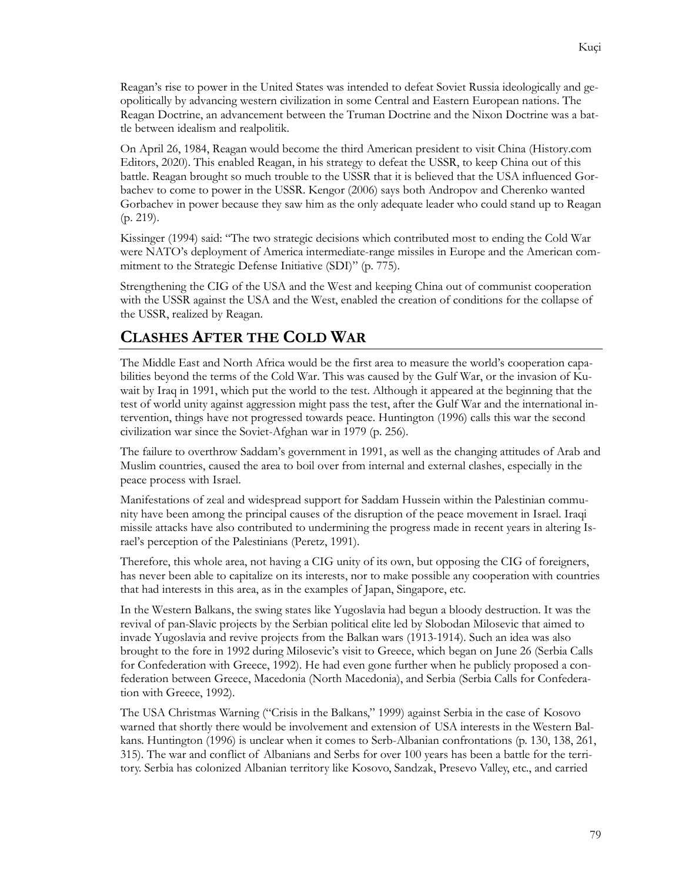Reagan's rise to power in the United States was intended to defeat Soviet Russia ideologically and geopolitically by advancing western civilization in some Central and Eastern European nations. The Reagan Doctrine, an advancement between the Truman Doctrine and the Nixon Doctrine was a battle between idealism and realpolitik.

On April 26, 1984, Reagan would become the third American president to visit China (History.com Editors, 2020). This enabled Reagan, in his strategy to defeat the USSR, to keep China out of this battle. Reagan brought so much trouble to the USSR that it is believed that the USA influenced Gorbachev to come to power in the USSR. Kengor (2006) says both Andropov and Cherenko wanted Gorbachev in power because they saw him as the only adequate leader who could stand up to Reagan (p. 219).

Kissinger (1994) said: "The two strategic decisions which contributed most to ending the Cold War were NATO's deployment of America intermediate-range missiles in Europe and the American commitment to the Strategic Defense Initiative (SDI)" (p. 775).

Strengthening the CIG of the USA and the West and keeping China out of communist cooperation with the USSR against the USA and the West, enabled the creation of conditions for the collapse of the USSR, realized by Reagan.

## CLASHES AFTER THE COLD WAR

The Middle East and North Africa would be the first area to measure the world's cooperation capabilities beyond the terms of the Cold War. This was caused by the Gulf War, or the invasion of Kuwait by Iraq in 1991, which put the world to the test. Although it appeared at the beginning that the test of world unity against aggression might pass the test, after the Gulf War and the international intervention, things have not progressed towards peace. Huntington (1996) calls this war the second civilization war since the Soviet-Afghan war in 1979 (p. 256).

The failure to overthrow Saddam's government in 1991, as well as the changing attitudes of Arab and Muslim countries, caused the area to boil over from internal and external clashes, especially in the peace process with Israel.

Manifestations of zeal and widespread support for Saddam Hussein within the Palestinian community have been among the principal causes of the disruption of the peace movement in Israel. Iraqi missile attacks have also contributed to undermining the progress made in recent years in altering Israel's perception of the Palestinians (Peretz, 1991).

Therefore, this whole area, not having a CIG unity of its own, but opposing the CIG of foreigners, has never been able to capitalize on its interests, nor to make possible any cooperation with countries that had interests in this area, as in the examples of Japan, Singapore, etc.

In the Western Balkans, the swing states like Yugoslavia had begun a bloody destruction. It was the revival of pan-Slavic projects by the Serbian political elite led by Slobodan Milosevic that aimed to invade Yugoslavia and revive projects from the Balkan wars (1913-1914). Such an idea was also brought to the fore in 1992 during Milosevic's visit to Greece, which began on June 26 (Serbia Calls for Confederation with Greece, 1992). He had even gone further when he publicly proposed a confederation between Greece, Macedonia (North Macedonia), and Serbia (Serbia Calls for Confederation with Greece, 1992).

The USA Christmas Warning ("Crisis in the Balkans," 1999) against Serbia in the case of Kosovo warned that shortly there would be involvement and extension of USA interests in the Western Balkans. Huntington (1996) is unclear when it comes to Serb-Albanian confrontations (p. 130, 138, 261, 315). The war and conflict of Albanians and Serbs for over 100 years has been a battle for the territory. Serbia has colonized Albanian territory like Kosovo, Sandzak, Presevo Valley, etc., and carried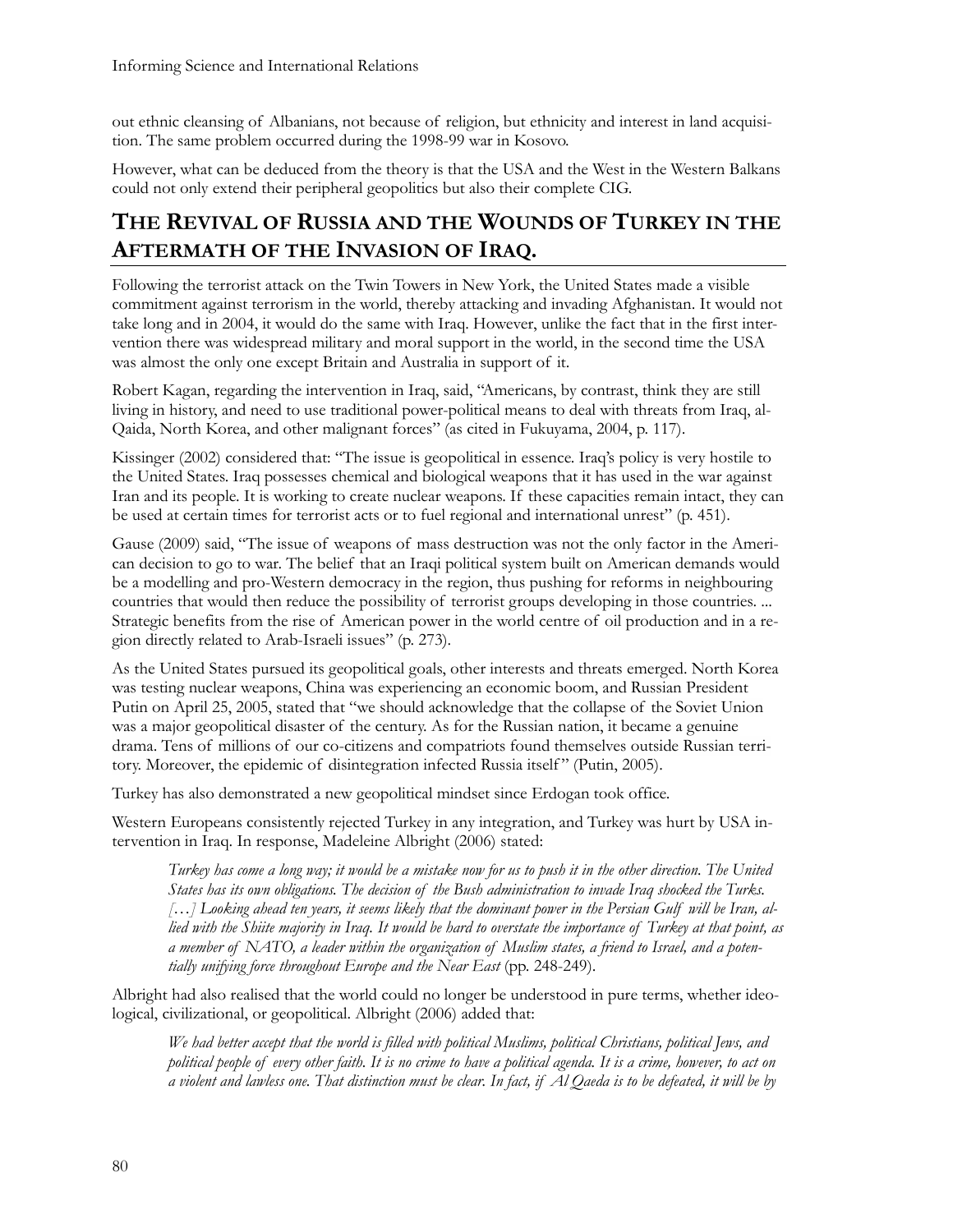out ethnic cleansing of Albanians, not because of religion, but ethnicity and interest in land acquisition. The same problem occurred during the 1998-99 war in Kosovo.

However, what can be deduced from the theory is that the USA and the West in the Western Balkans could not only extend their peripheral geopolitics but also their complete CIG.

## THE REVIVAL OF RUSSIA AND THE WOUNDS OF TURKEY IN THE AFTERMATH OF THE INVASION OF IRAQ.

Following the terrorist attack on the Twin Towers in New York, the United States made a visible commitment against terrorism in the world, thereby attacking and invading Afghanistan. It would not take long and in 2004, it would do the same with Iraq. However, unlike the fact that in the first intervention there was widespread military and moral support in the world, in the second time the USA was almost the only one except Britain and Australia in support of it.

Robert Kagan, regarding the intervention in Iraq, said, "Americans, by contrast, think they are still living in history, and need to use traditional power-political means to deal with threats from Iraq, al-Qaida, North Korea, and other malignant forces" (as cited in Fukuyama, 2004, p. 117).

Kissinger (2002) considered that: "The issue is geopolitical in essence. Iraq's policy is very hostile to the United States. Iraq possesses chemical and biological weapons that it has used in the war against Iran and its people. It is working to create nuclear weapons. If these capacities remain intact, they can be used at certain times for terrorist acts or to fuel regional and international unrest" (p. 451).

Gause (2009) said, "The issue of weapons of mass destruction was not the only factor in the American decision to go to war. The belief that an Iraqi political system built on American demands would be a modelling and pro-Western democracy in the region, thus pushing for reforms in neighbouring countries that would then reduce the possibility of terrorist groups developing in those countries. ... Strategic benefits from the rise of American power in the world centre of oil production and in a region directly related to Arab-Israeli issues" (p. 273).

As the United States pursued its geopolitical goals, other interests and threats emerged. North Korea was testing nuclear weapons, China was experiencing an economic boom, and Russian President Putin on April 25, 2005, stated that "we should acknowledge that the collapse of the Soviet Union was a major geopolitical disaster of the century. As for the Russian nation, it became a genuine drama. Tens of millions of our co-citizens and compatriots found themselves outside Russian territory. Moreover, the epidemic of disintegration infected Russia itself" (Putin, 2005).

Turkey has also demonstrated a new geopolitical mindset since Erdogan took office.

Western Europeans consistently rejected Turkey in any integration, and Turkey was hurt by USA intervention in Iraq. In response, Madeleine Albright (2006) stated:

> *Turkey has come a long way; it would be a mistake now for us to push it in the other direction. The United States has its own obligations. The decision of the Bush administration to invade Iraq shocked the Turks. […] Looking ahead ten years, it seems likely that the dominant power in the Persian Gulf will be Iran, allied with the Shiite majority in Iraq. It would be hard to overstate the importance of Turkey at that point, as a member of NATO, a leader within the organization of Muslim states, a friend to Israel, and a potentially unifying force throughout Europe and the Near East* (pp. 248-249).

Albright had also realised that the world could no longer be understood in pure terms, whether ideological, civilizational, or geopolitical. Albright (2006) added that:

> *We had better accept that the world is filled with political Muslims, political Christians, political Jews, and political people of every other faith. It is no crime to have a political agenda. It is a crime, however, to act on a violent and lawless one. That distinction must be clear. In fact, if Al Qaeda is to be defeated, it will be by*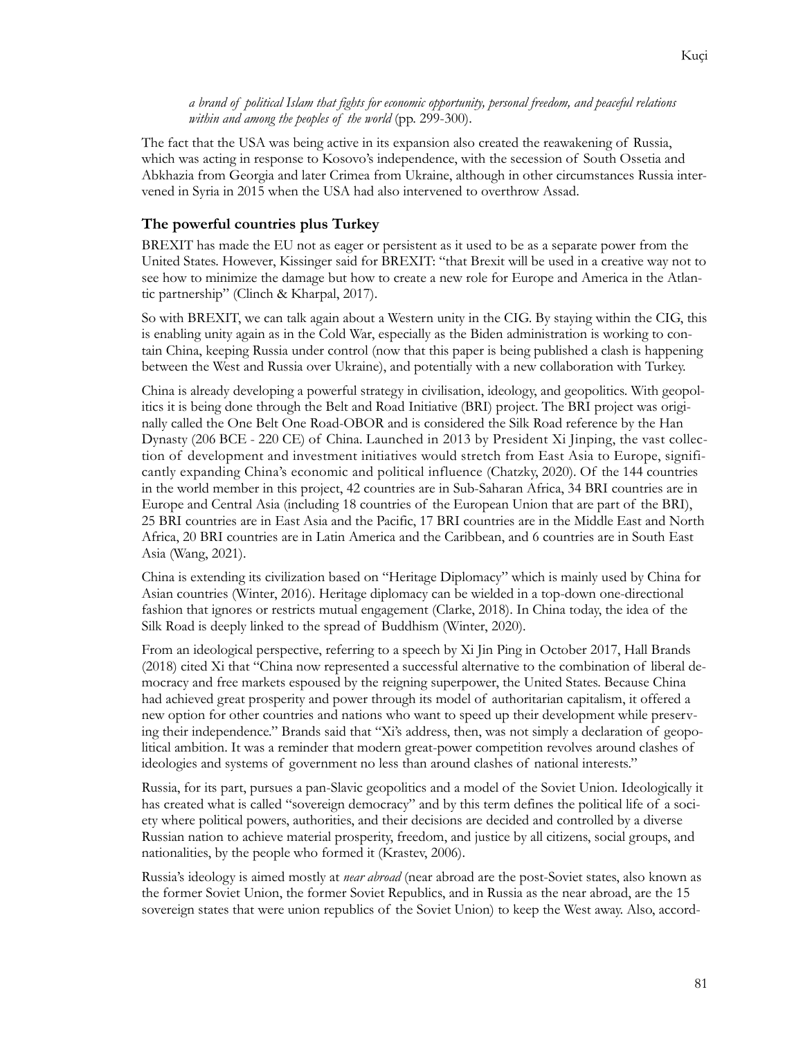*a brand of political Islam that fights for economic opportunity, personal freedom, and peaceful relations within and among the peoples of the world* (pp. 299-300).

The fact that the USA was being active in its expansion also created the reawakening of Russia, which was acting in response to Kosovo's independence, with the secession of South Ossetia and Abkhazia from Georgia and later Crimea from Ukraine, although in other circumstances Russia intervened in Syria in 2015 when the USA had also intervened to overthrow Assad.

## The powerful countries plus Turkey

BREXIT has made the EU not as eager or persistent as it used to be as a separate power from the United States. However, Kissinger said for BREXIT: "that Brexit will be used in a creative way not to see how to minimize the damage but how to create a new role for Europe and America in the Atlantic partnership" (Clinch & Kharpal, 2017).

So with BREXIT, we can talk again about a Western unity in the CIG. By staying within the CIG, this is enabling unity again as in the Cold War, especially as the Biden administration is working to contain China, keeping Russia under control (now that this paper is being published a clash is happening between the West and Russia over Ukraine), and potentially with a new collaboration with Turkey.

China is already developing a powerful strategy in civilisation, ideology, and geopolitics. With geopolitics it is being done through the Belt and Road Initiative (BRI) project. The BRI project was originally called the One Belt One Road-OBOR and is considered the Silk Road reference by the Han Dynasty (206 BCE - 220 CE) of China. Launched in 2013 by President Xi Jinping, the vast collection of development and investment initiatives would stretch from East Asia to Europe, significantly expanding China's economic and political influence (Chatzky, 2020). Of the 144 countries in the world member in this project, 42 countries are in Sub-Saharan Africa, 34 BRI countries are in Europe and Central Asia (including 18 countries of the European Union that are part of the BRI), 25 BRI countries are in East Asia and the Pacific, 17 BRI countries are in the Middle East and North Africa, 20 BRI countries are in Latin America and the Caribbean, and 6 countries are in South East Asia (Wang, 2021).

China is extending its civilization based on "Heritage Diplomacy" which is mainly used by China for Asian countries (Winter, 2016). Heritage diplomacy can be wielded in a top-down one-directional fashion that ignores or restricts mutual engagement (Clarke, 2018). In China today, the idea of the Silk Road is deeply linked to the spread of Buddhism (Winter, 2020).

From an ideological perspective, referring to a speech by Xi Jin Ping in October 2017, Hall Brands (2018) cited Xi that "China now represented a successful alternative to the combination of liberal democracy and free markets espoused by the reigning superpower, the United States. Because China had achieved great prosperity and power through its model of authoritarian capitalism, it offered a new option for other countries and nations who want to speed up their development while preserving their independence." Brands said that "Xi's address, then, was not simply a declaration of geopolitical ambition. It was a reminder that modern great-power competition revolves around clashes of ideologies and systems of government no less than around clashes of national interests."

Russia, for its part, pursues a pan-Slavic geopolitics and a model of the Soviet Union. Ideologically it has created what is called "sovereign democracy" and by this term defines the political life of a society where political powers, authorities, and their decisions are decided and controlled by a diverse Russian nation to achieve material prosperity, freedom, and justice by all citizens, social groups, and nationalities, by the people who formed it (Krastev, 2006).

Russia's ideology is aimed mostly at *near abroad* (near abroad are the post-Soviet states, also known as the former Soviet Union, the former Soviet Republics, and in Russia as the near abroad, are the 15 sovereign states that were union republics of the Soviet Union) to keep the West away. Also, accord-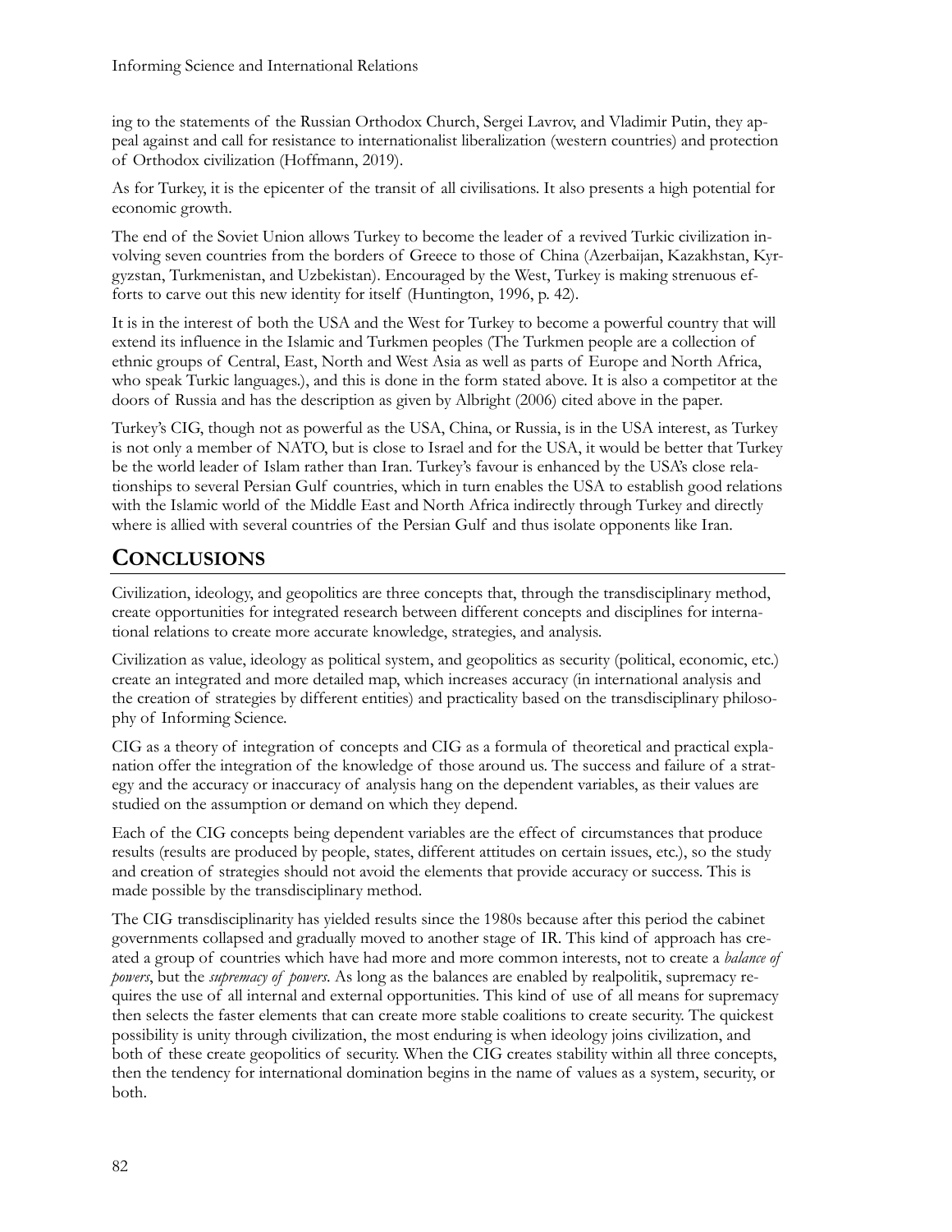ing to the statements of the Russian Orthodox Church, Sergei Lavrov, and Vladimir Putin, they appeal against and call for resistance to internationalist liberalization (western countries) and protection of Orthodox civilization (Hoffmann, 2019).

As for Turkey, it is the epicenter of the transit of all civilisations. It also presents a high potential for economic growth.

The end of the Soviet Union allows Turkey to become the leader of a revived Turkic civilization involving seven countries from the borders of Greece to those of China (Azerbaijan, Kazakhstan, Kyrgyzstan, Turkmenistan, and Uzbekistan). Encouraged by the West, Turkey is making strenuous efforts to carve out this new identity for itself (Huntington, 1996, p. 42).

It is in the interest of both the USA and the West for Turkey to become a powerful country that will extend its influence in the Islamic and Turkmen peoples (The Turkmen people are a collection of ethnic groups of Central, East, North and West Asia as well as parts of Europe and North Africa, who speak Turkic languages.), and this is done in the form stated above. It is also a competitor at the doors of Russia and has the description as given by Albright (2006) cited above in the paper.

Turkey's CIG, though not as powerful as the USA, China, or Russia, is in the USA interest, as Turkey is not only a member of NATO, but is close to Israel and for the USA, it would be better that Turkey be the world leader of Islam rather than Iran. Turkey's favour is enhanced by the USA's close relationships to several Persian Gulf countries, which in turn enables the USA to establish good relations with the Islamic world of the Middle East and North Africa indirectly through Turkey and directly where is allied with several countries of the Persian Gulf and thus isolate opponents like Iran.

## Conclusions

Civilization, ideology, and geopolitics are three concepts that, through the transdisciplinary method, create opportunities for integrated research between different concepts and disciplines for international relations to create more accurate knowledge, strategies, and analysis.

Civilization as value, ideology as political system, and geopolitics as security (political, economic, etc.) create an integrated and more detailed map, which increases accuracy (in international analysis and the creation of strategies by different entities) and practicality based on the transdisciplinary philosophy of Informing Science.

CIG as a theory of integration of concepts and CIG as a formula of theoretical and practical explanation offer the integration of the knowledge of those around us. The success and failure of a strategy and the accuracy or inaccuracy of analysis hang on the dependent variables, as their values are studied on the assumption or demand on which they depend.

Each of the CIG concepts being dependent variables are the effect of circumstances that produce results (results are produced by people, states, different attitudes on certain issues, etc.), so the study and creation of strategies should not avoid the elements that provide accuracy or success. This is made possible by the transdisciplinary method.

The CIG transdisciplinarity has yielded results since the 1980s because after this period the cabinet governments collapsed and gradually moved to another stage of IR. This kind of approach has created a group of countries which have had more and more common interests, not to create a *balance of powers*, but the *supremacy of powers*. As long as the balances are enabled by realpolitik, supremacy requires the use of all internal and external opportunities. This kind of use of all means for supremacy then selects the faster elements that can create more stable coalitions to create security. The quickest possibility is unity through civilization, the most enduring is when ideology joins civilization, and both of these create geopolitics of security. When the CIG creates stability within all three concepts, then the tendency for international domination begins in the name of values as a system, security, or both.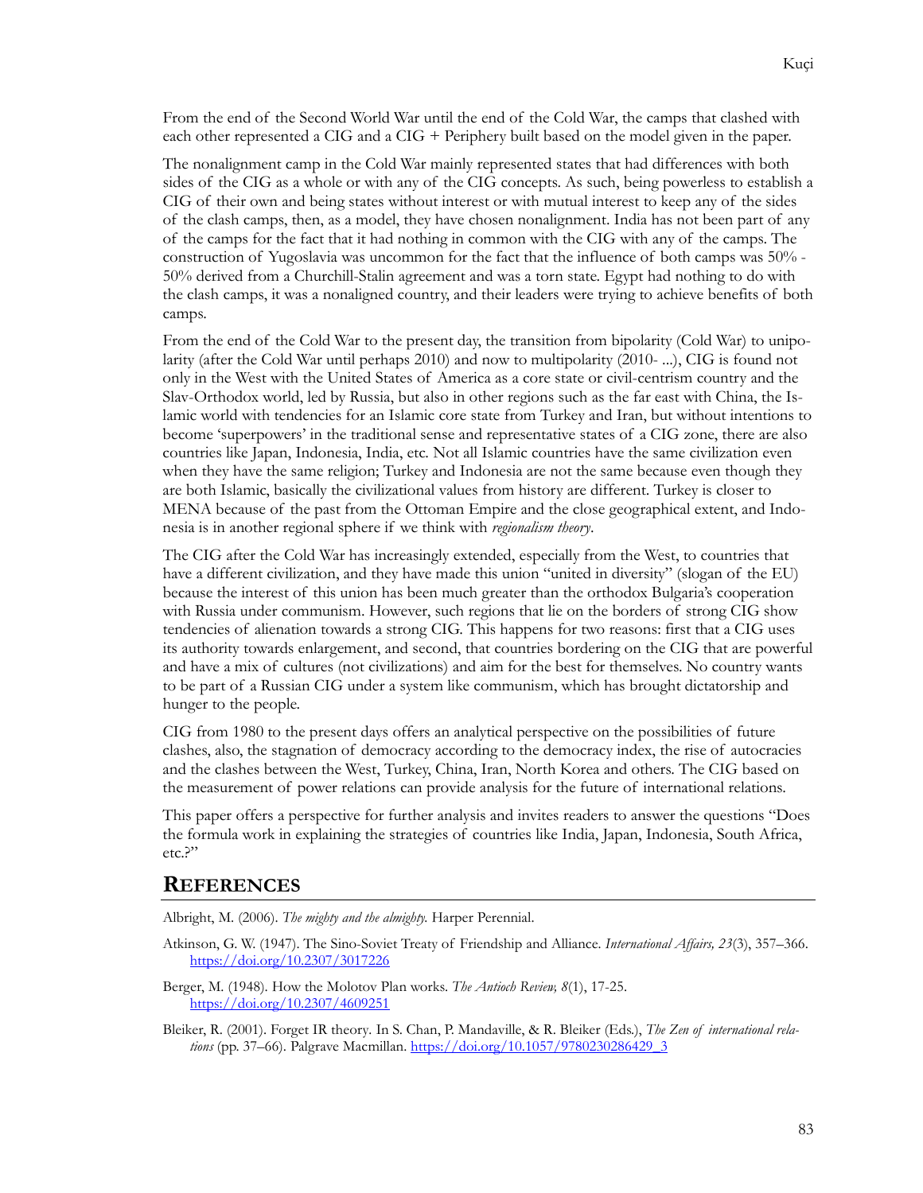From the end of the Second World War until the end of the Cold War, the camps that clashed with each other represented a CIG and a CIG + Periphery built based on the model given in the paper.

The nonalignment camp in the Cold War mainly represented states that had differences with both sides of the CIG as a whole or with any of the CIG concepts. As such, being powerless to establish a CIG of their own and being states without interest or with mutual interest to keep any of the sides of the clash camps, then, as a model, they have chosen nonalignment. India has not been part of any of the camps for the fact that it had nothing in common with the CIG with any of the camps. The construction of Yugoslavia was uncommon for the fact that the influence of both camps was 50% - 50% derived from a Churchill-Stalin agreement and was a torn state. Egypt had nothing to do with the clash camps, it was a nonaligned country, and their leaders were trying to achieve benefits of both camps.

From the end of the Cold War to the present day, the transition from bipolarity (Cold War) to unipolarity (after the Cold War until perhaps 2010) and now to multipolarity (2010- ...), CIG is found not only in the West with the United States of America as a core state or civil-centrism country and the Slav-Orthodox world, led by Russia, but also in other regions such as the far east with China, the Islamic world with tendencies for an Islamic core state from Turkey and Iran, but without intentions to become 'superpowers' in the traditional sense and representative states of a CIG zone, there are also countries like Japan, Indonesia, India, etc. Not all Islamic countries have the same civilization even when they have the same religion; Turkey and Indonesia are not the same because even though they are both Islamic, basically the civilizational values from history are different. Turkey is closer to MENA because of the past from the Ottoman Empire and the close geographical extent, and Indonesia is in another regional sphere if we think with *regionalism theory*.

The CIG after the Cold War has increasingly extended, especially from the West, to countries that have a different civilization, and they have made this union "united in diversity" (slogan of the EU) because the interest of this union has been much greater than the orthodox Bulgaria's cooperation with Russia under communism. However, such regions that lie on the borders of strong CIG show tendencies of alienation towards a strong CIG. This happens for two reasons: first that a CIG uses its authority towards enlargement, and second, that countries bordering on the CIG that are powerful and have a mix of cultures (not civilizations) and aim for the best for themselves. No country wants to be part of a Russian CIG under a system like communism, which has brought dictatorship and hunger to the people.

CIG from 1980 to the present days offers an analytical perspective on the possibilities of future clashes, also, the stagnation of democracy according to the democracy index, the rise of autocracies and the clashes between the West, Turkey, China, Iran, North Korea and others. The CIG based on the measurement of power relations can provide analysis for the future of international relations.

This paper offers a perspective for further analysis and invites readers to answer the questions "Does the formula work in explaining the strategies of countries like India, Japan, Indonesia, South Africa, etc.?"

## REFERENCES

Albright, M. (2006). *The mighty and the almighty.* Harper Perennial.

Atkinson, G. W. (1947). The Sino-Soviet Treaty of Friendship and Alliance. *International Affairs, 23*(3), 357–366. https://doi.org/10.2307/3017226

Berger, M. (1948). How the Molotov Plan works. *The Antioch Review, 8*(1), 17-25. https://doi.org/10.2307/4609251

Bleiker, R. (2001). Forget IR theory. In S. Chan, P. Mandaville, & R. Bleiker (Eds.), *The Zen of international relations* (pp. 37–66). Palgrave Macmillan. https://doi.org/10.1057/9780230286429_3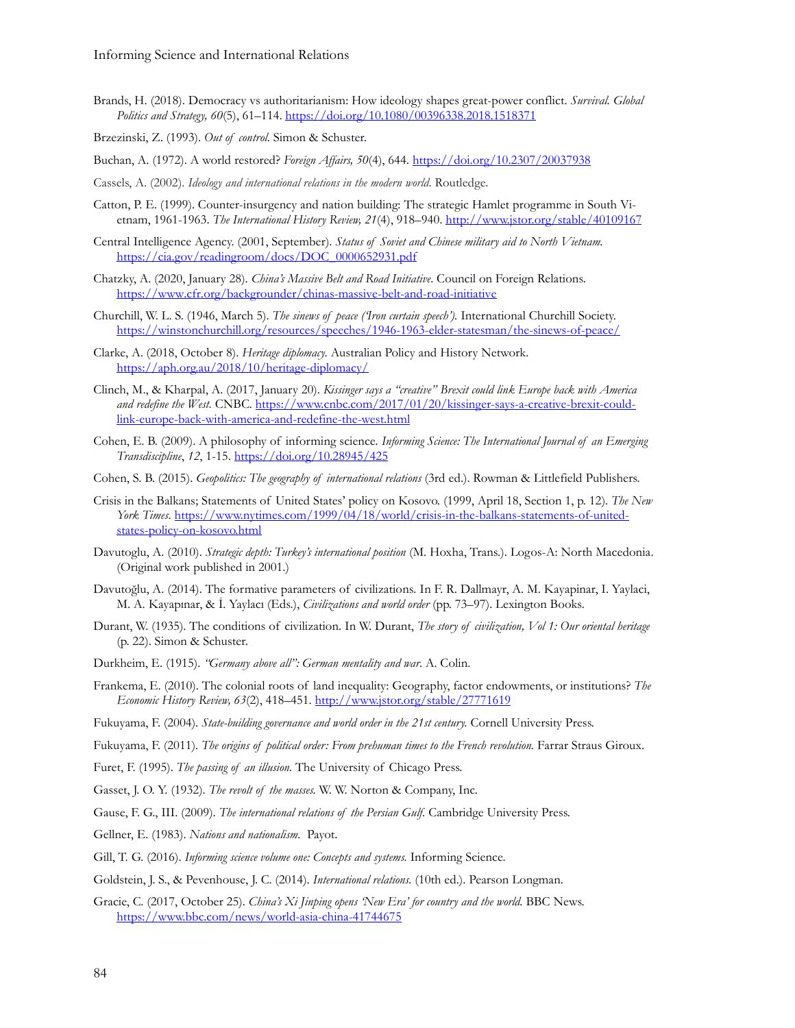Brands, H. (2018). Democracy vs authoritarianism: How ideology shapes great-power conflict. *Survival. Global Politics and Strategy, 60*(5), 61–114. https://doi.org/10.1080/00396338.2018.1518371

Brzezinski, Z. (1993). *Out of control*. Simon & Schuster.

Buchan, A. (1972). A world restored? *Foreign Affairs, 50*(4), 644. https://doi.org/10.2307/20037938

Cassels, A. (2002). *Ideology and international relations in the modern world*. Routledge.

Catton, P. E. (1999). Counter-insurgency and nation building: The strategic Hamlet programme in South Vietnam, 1961-1963. *The International History Review, 21*(4), 918–940. http://www.jstor.org/stable/40109167

Central Intelligence Agency. (2001, September). *Status of Soviet and Chinese military aid to North Vietnam*. https://cia.gov/readingroom/docs/DOC_0000652931.pdf

Chatzky, A. (2020, January 28). *China's Massive Belt and Road Initiative*. Council on Foreign Relations. https://www.cfr.org/backgrounder/chinas-massive-belt-and-road-initiative

Churchill, W. L. S. (1946, March 5). *The sinews of peace ('Iron curtain speech')*. International Churchill Society. https://winstonchurchill.org/resources/speeches/1946-1963-elder-statesman/the-sinews-of-peace/

Clarke, A. (2018, October 8). *Heritage diplomacy*. Australian Policy and History Network. https://aph.org.au/2018/10/heritage-diplomacy/

Clinch, M., & Kharpal, A. (2017, January 20). *Kissinger says a "creative" Brexit could link Europe back with America and redefine the West*. CNBC. https://www.cnbc.com/2017/01/20/kissinger-says-a-creative-brexit-could-link-europe-back-with-america-and-redefine-the-west.html

Cohen, E. B. (2009). A philosophy of informing science. *Informing Science: The International Journal of an Emerging Transdiscipline*, *12*, 1-15. https://doi.org/10.28945/425

Cohen, S. B. (2015). *Geopolitics: The geography of international relations* (3rd ed.). Rowman & Littlefield Publishers.

Crisis in the Balkans; Statements of United States' policy on Kosovo. (1999, April 18, Section 1, p. 12). *The New York Times*. https://www.nytimes.com/1999/04/18/world/crisis-in-the-balkans-statements-of-united-states-policy-on-kosovo.html

Davutoglu, A. (2010). *Strategic depth: Turkey's international position* (M. Hoxha, Trans.). Logos-A: North Macedonia. (Original work published in 2001.)

Davutoğlu, A. (2014). The formative parameters of civilizations. In F. R. Dallmayr, A. M. Kayapinar, I. Yaylaci, M. A. Kayapınar, & İ. Yaylacı (Eds.), *Civilizations and world order* (pp. 73–97). Lexington Books.

Durant, W. (1935). The conditions of civilization. In W. Durant, *The story of civilization, Vol 1: Our oriental heritage* (p. 22). Simon & Schuster.

Durkheim, E. (1915). *"Germany above all": German mentality and war*. A. Colin.

Frankema, E. (2010). The colonial roots of land inequality: Geography, factor endowments, or institutions? *The Economic History Review, 63*(2), 418–451. http://www.jstor.org/stable/27771619

Fukuyama, F. (2004). *State-building governance and world order in the 21st century.* Cornell University Press.

Fukuyama, F. (2011). *The origins of political order: From prehuman times to the French revolution.* Farrar Straus Giroux.

Furet, F. (1995). *The passing of an illusion*. The University of Chicago Press.

Gasset, J. O. Y. (1932). *The revolt of the masses.* W. W. Norton & Company, Inc.

Gause, F. G., III. (2009). *The international relations of the Persian Gulf.* Cambridge University Press.

Gellner, E. (1983). *Nations and nationalism.* Payot.

Gill, T. G. (2016). *Informing science volume one: Concepts and systems.* Informing Science.

Goldstein, J. S., & Pevenhouse, J. C. (2014). *International relations.* (10th ed.). Pearson Longman.

Gracie, C. (2017, October 25). *China's Xi Jinping opens 'New Era' for country and the world.* BBC News. https://www.bbc.com/news/world-asia-china-41744675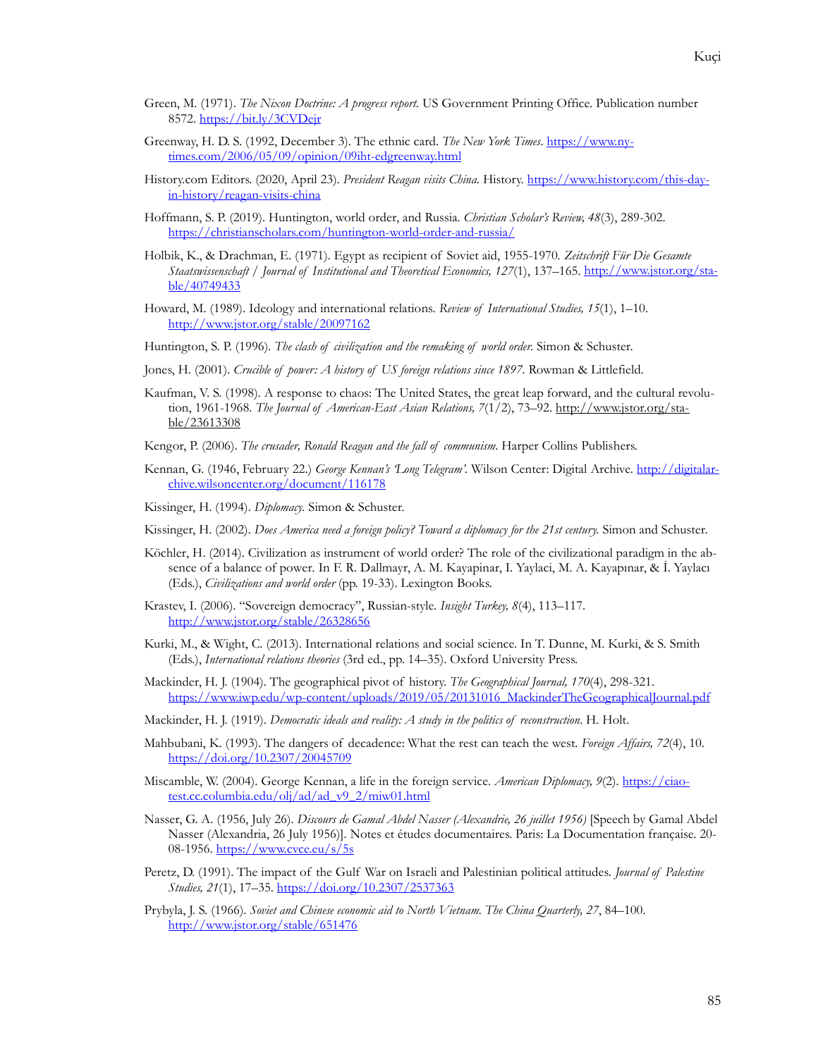Green, M. (1971). *The Nixon Doctrine: A progress report.* US Government Printing Office. Publication number 8572. https://bit.ly/3CVDejr

Greenway, H. D. S. (1992, December 3). The ethnic card. *The New York Times*. https://www.nytimes.com/2006/05/09/opinion/09iht-edgreenway.html

History.com Editors. (2020, April 23). *President Reagan visits China.* History. https://www.history.com/this-day-in-history/reagan-visits-china

Hoffmann, S. P. (2019). Huntington, world order, and Russia. *Christian Scholar's Review, 48*(3), 289-302. https://christianscholars.com/huntington-world-order-and-russia/

Holbik, K., & Drachman, E. (1971). Egypt as recipient of Soviet aid, 1955-1970. *Zeitschrift Für Die Gesamte Staatswissenschaft / Journal of Institutional and Theoretical Economics, 127*(1), 137–165. http://www.jstor.org/stable/40749433

Howard, M. (1989). Ideology and international relations. *Review of International Studies, 15*(1), 1–10. http://www.jstor.org/stable/20097162

Huntington, S. P. (1996). *The clash of civilization and the remaking of world order.* Simon & Schuster.

Jones, H. (2001). *Crucible of power: A history of US foreign relations since 1897.* Rowman & Littlefield.

Kaufman, V. S. (1998). A response to chaos: The United States, the great leap forward, and the cultural revolution, 1961-1968. *The Journal of American-East Asian Relations, 7*(1/2), 73–92. http://www.jstor.org/stable/23613308

Kengor, P. (2006). *The crusader, Ronald Reagan and the fall of communism*. Harper Collins Publishers.

Kennan, G. (1946, February 22.) *George Kennan's 'Long Telegram'.* Wilson Center: Digital Archive. http://digitalarchive.wilsoncenter.org/document/116178

Kissinger, H. (1994). *Diplomacy.* Simon & Schuster.

Kissinger, H. (2002). *Does America need a foreign policy? Toward a diplomacy for the 21st century.* Simon and Schuster.

Köchler, H. (2014). Civilization as instrument of world order? The role of the civilizational paradigm in the absence of a balance of power. In F. R. Dallmayr, A. M. Kayapinar, I. Yaylaci, M. A. Kayapınar, & İ. Yaylacı (Eds.), *Civilizations and world order* (pp. 19-33). Lexington Books.

Krastev, I. (2006). "Sovereign democracy", Russian-style. *Insight Turkey, 8*(4), 113–117. http://www.jstor.org/stable/26328656

Kurki, M., & Wight, C. (2013). International relations and social science. In T. Dunne, M. Kurki, & S. Smith (Eds.), *International relations theories* (3rd ed., pp. 14–35). Oxford University Press.

Mackinder, H. J. (1904). The geographical pivot of history. *The Geographical Journal, 170*(4), 298-321. https://www.iwp.edu/wp-content/uploads/2019/05/20131016_MackinderTheGeographicalJournal.pdf

Mackinder, H. J. (1919). *Democratic ideals and reality: A study in the politics of reconstruction*. H. Holt.

Mahbubani, K. (1993). The dangers of decadence: What the rest can teach the west. *Foreign Affairs, 72*(4), 10. https://doi.org/10.2307/20045709

Miscamble, W. (2004). George Kennan, a life in the foreign service. *American Diplomacy, 9*(2). https://ciaotest.cc.columbia.edu/olj/ad/ad_v9_2/miw01.html

Nasser, G. A. (1956, July 26). *Discours de Gamal Abdel Nasser (Alexandrie, 26 juillet 1956)* [Speech by Gamal Abdel Nasser (Alexandria, 26 July 1956)]. Notes et études documentaires. Paris: La Documentation française. 20-08-1956. https://www.cvce.eu/s/5s

Peretz, D. (1991). The impact of the Gulf War on Israeli and Palestinian political attitudes. *Journal of Palestine Studies, 21*(1), 17–35. https://doi.org/10.2307/2537363

Prybyla, J. S. (1966). *Soviet and Chinese economic aid to North Vietnam. The China Quarterly, 27*, 84–100. http://www.jstor.org/stable/651476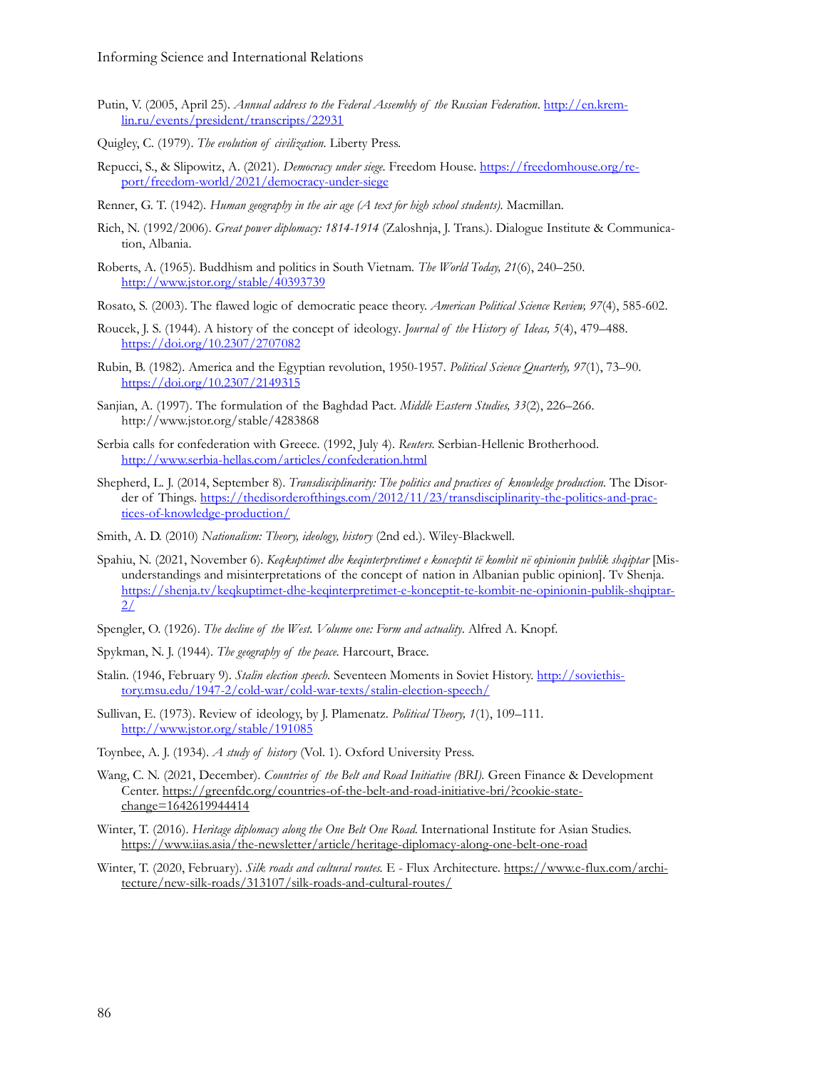Putin, V. (2005, April 25). *Annual address to the Federal Assembly of the Russian Federation*. http://en.kremlin.ru/events/president/transcripts/22931

Quigley, C. (1979). *The evolution of civilization*. Liberty Press.

Repucci, S., & Slipowitz, A. (2021). *Democracy under siege*. Freedom House. https://freedomhouse.org/report/freedom-world/2021/democracy-under-siege

Renner, G. T. (1942). *Human geography in the air age (A text for high school students)*. Macmillan.

Rich, N. (1992/2006). *Great power diplomacy: 1814-1914* (Zaloshnja, J. Trans.). Dialogue Institute & Communication, Albania.

Roberts, A. (1965). Buddhism and politics in South Vietnam. *The World Today, 21*(6), 240–250. http://www.jstor.org/stable/40393739

Rosato, S. (2003). The flawed logic of democratic peace theory. *American Political Science Review, 97*(4), 585-602.

Roucek, J. S. (1944). A history of the concept of ideology. *Journal of the History of Ideas, 5*(4), 479–488. https://doi.org/10.2307/2707082

Rubin, B. (1982). America and the Egyptian revolution, 1950-1957. *Political Science Quarterly, 97*(1), 73–90. https://doi.org/10.2307/2149315

Sanjian, A. (1997). The formulation of the Baghdad Pact. *Middle Eastern Studies, 33*(2), 226–266. http://www.jstor.org/stable/4283868

Serbia calls for confederation with Greece. (1992, July 4). *Reuters*. Serbian-Hellenic Brotherhood. http://www.serbia-hellas.com/articles/confederation.html

Shepherd, L. J. (2014, September 8). *Transdisciplinarity: The politics and practices of knowledge production*. The Disorder of Things. https://thedisorderofthings.com/2012/11/23/transdisciplinarity-the-politics-and-practices-of-knowledge-production/

Smith, A. D. (2010) *Nationalism: Theory, ideology, history* (2nd ed.). Wiley-Blackwell.

Spahiu, N. (2021, November 6). *Keqkuptimet dhe keqinterpretimet e konceptit të kombit në opinionin publik shqiptar* [Misunderstandings and misinterpretations of the concept of nation in Albanian public opinion]. Tv Shenja. https://shenja.tv/keqkuptimet-dhe-keqinterpretimet-e-konceptit-te-kombit-ne-opinionin-publik-shqiptar-2/

Spengler, O. (1926). *The decline of the West. Volume one: Form and actuality*. Alfred A. Knopf.

Spykman, N. J. (1944). *The geography of the peace*. Harcourt, Brace.

Stalin. (1946, February 9). *Stalin election speech*. Seventeen Moments in Soviet History. http://soviethistory.msu.edu/1947-2/cold-war/cold-war-texts/stalin-election-speech/

Sullivan, E. (1973). Review of ideology, by J. Plamenatz. *Political Theory, 1*(1), 109–111. http://www.jstor.org/stable/191085

Toynbee, A. J. (1934). *A study of history* (Vol. 1). Oxford University Press.

Wang, C. N. (2021, December). *Countries of the Belt and Road Initiative (BRI)*. Green Finance & Development Center. https://greenfdc.org/countries-of-the-belt-and-road-initiative-bri/?cookie-state-change=1642619944414

Winter, T. (2016). *Heritage diplomacy along the One Belt One Road*. International Institute for Asian Studies. https://www.iias.asia/the-newsletter/article/heritage-diplomacy-along-one-belt-one-road

Winter, T. (2020, February). *Silk roads and cultural routes*. E - Flux Architecture. https://www.e-flux.com/architecture/new-silk-roads/313107/silk-roads-and-cultural-routes/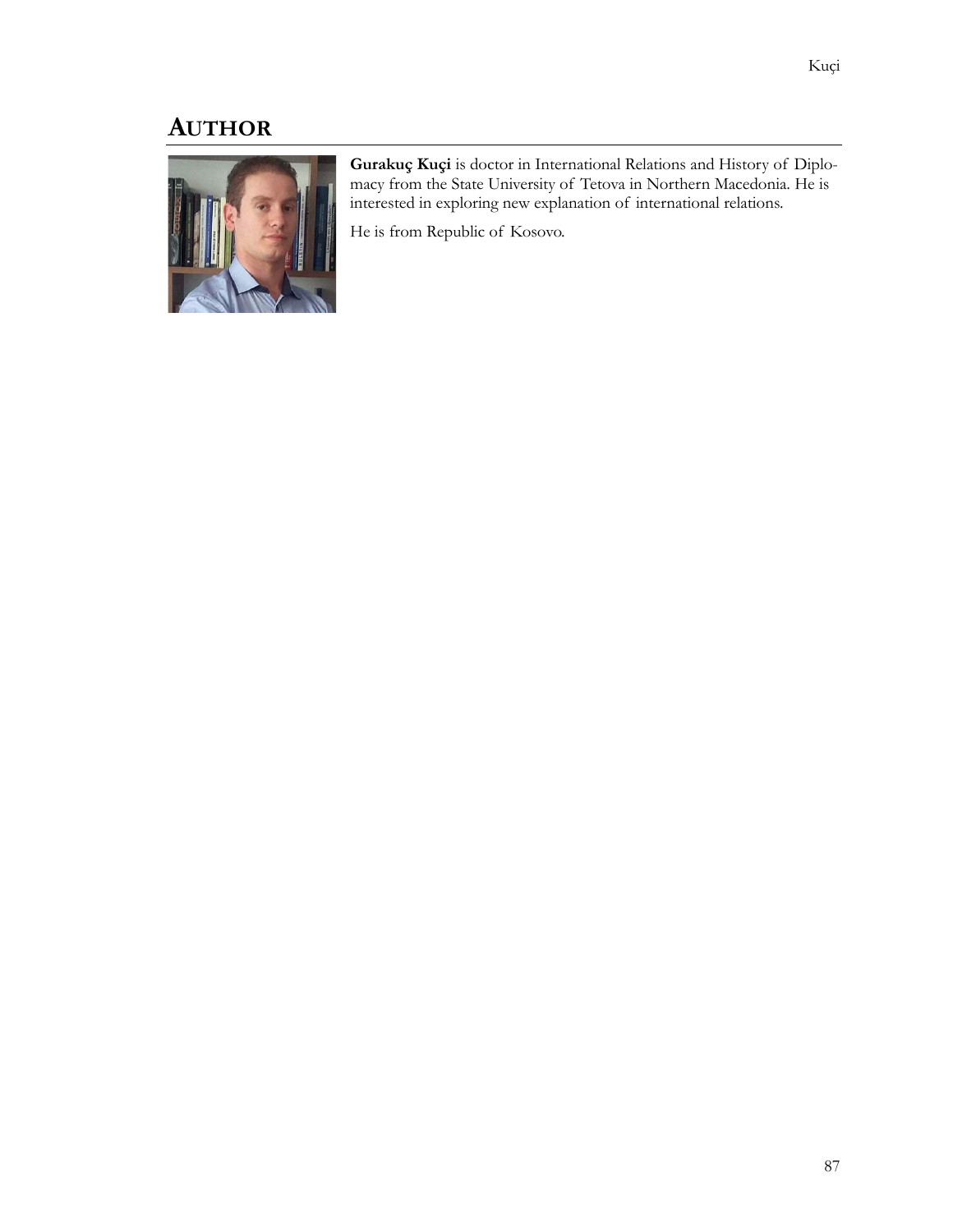## Author

**Gurakuç Kuçi** is doctor in International Relations and History of Diplomacy from the State University of Tetova in Northern Macedonia. He is interested in exploring new explanation of international relations.

He is from Republic of Kosovo.